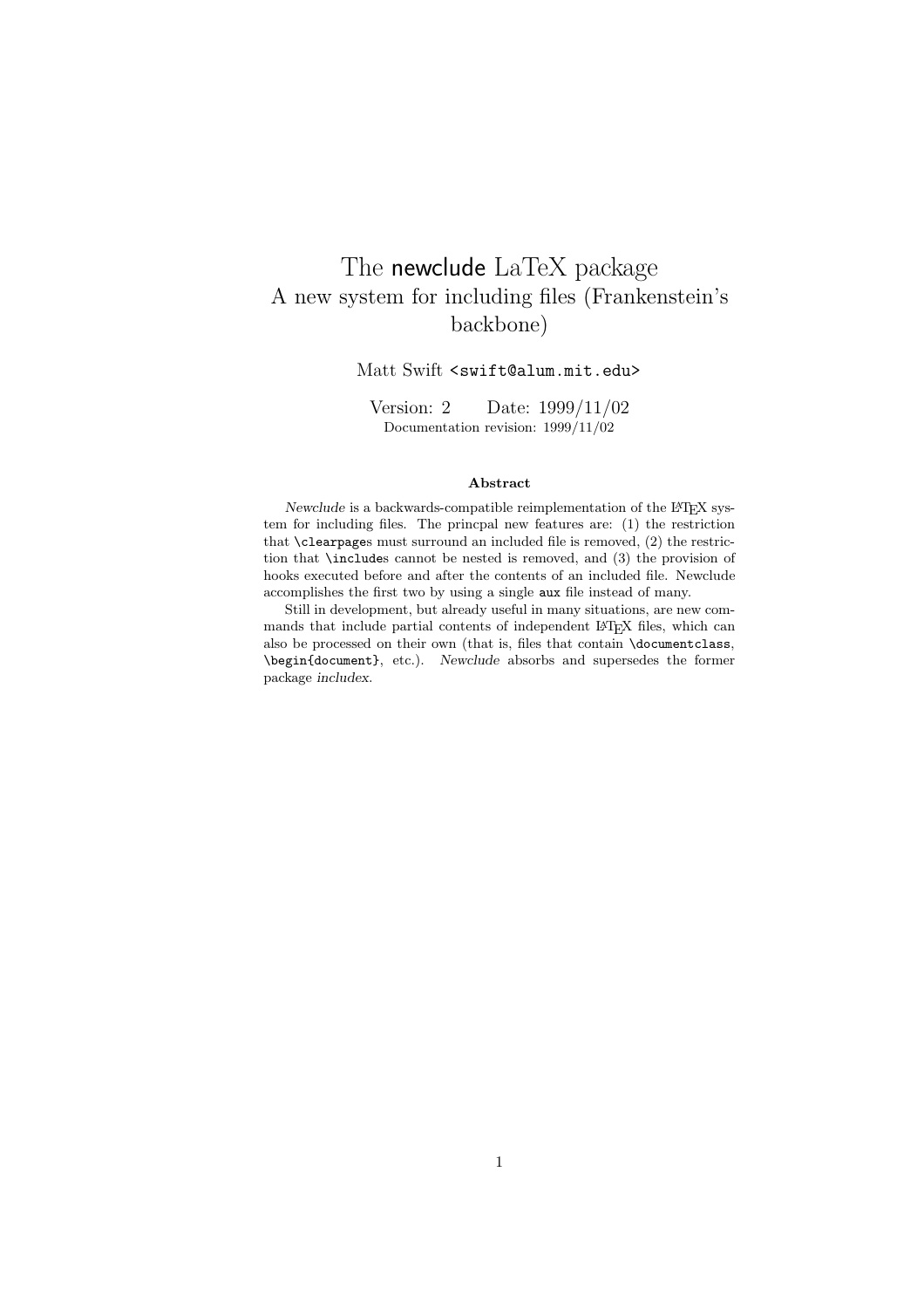# The newclude LaTeX package

## A new system for including files (Frankenstein's backbone)

Matt Swift `<swift@alum.mit.edu>`

Version: 2 Date: 1999/11/02

Documentation revision: 1999/11/02

### Abstract

*Newclude* is a backwards-compatible reimplementation of the LaTeX system for including files. The princpal new features are: (1) the restriction that `\clearpage`s must surround an included file is removed, (2) the restriction that `\include`s cannot be nested is removed, and (3) the provision of hooks executed before and after the contents of an included file. Newclude accomplishes the first two by using a single `aux` file instead of many.

Still in development, but already useful in many situations, are new commands that include partial contents of independent LaTeX files, which can also be processed on their own (that is, files that contain `\documentclass`, `\begin{document}`, etc.). *Newclude* absorbs and supersedes the former package *includex*.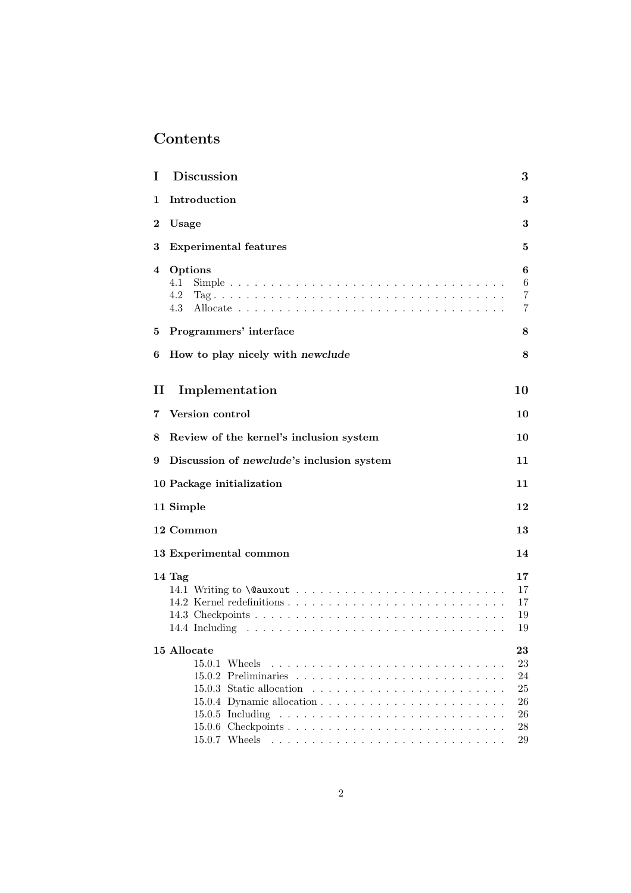# Contents

**I Discussion** **3**

**1 Introduction** **3**

**2 Usage** **3**

**3 Experimental features** **5**

**4 Options** **6**

- 4.1 Simple . . . . . . . . . . . . . . . . . . . . . . . . . . . . . . . . . . 6
- 4.2 Tag . . . . . . . . . . . . . . . . . . . . . . . . . . . . . . . . . . . 7
- 4.3 Allocate . . . . . . . . . . . . . . . . . . . . . . . . . . . . . . . . 7

**5 Programmers' interface** **8**

**6 How to play nicely with *newclude*** **8**

**II Implementation** **10**

**7 Version control** **10**

**8 Review of the kernel's inclusion system** **10**

**9 Discussion of *newclude*'s inclusion system** **11**

**10 Package initialization** **11**

**11 Simple** **12**

**12 Common** **13**

**13 Experimental common** **14**

**14 Tag** **17**

- 14.1 Writing to `\@auxout` . . . . . . . . . . . . . . . . . . . . . . . . . 17
- 14.2 Kernel redefinitions . . . . . . . . . . . . . . . . . . . . . . . . . . 17
- 14.3 Checkpoints . . . . . . . . . . . . . . . . . . . . . . . . . . . . . . 19
- 14.4 Including . . . . . . . . . . . . . . . . . . . . . . . . . . . . . . . . 19

**15 Allocate** **23**

- 15.0.1 Wheels . . . . . . . . . . . . . . . . . . . . . . . . . . . . . . 23
- 15.0.2 Preliminaries . . . . . . . . . . . . . . . . . . . . . . . . . . . 24
- 15.0.3 Static allocation . . . . . . . . . . . . . . . . . . . . . . . . . 25
- 15.0.4 Dynamic allocation . . . . . . . . . . . . . . . . . . . . . . . 26
- 15.0.5 Including . . . . . . . . . . . . . . . . . . . . . . . . . . . . . 26
- 15.0.6 Checkpoints . . . . . . . . . . . . . . . . . . . . . . . . . . . 28
- 15.0.7 Wheels . . . . . . . . . . . . . . . . . . . . . . . . . . . . . . 29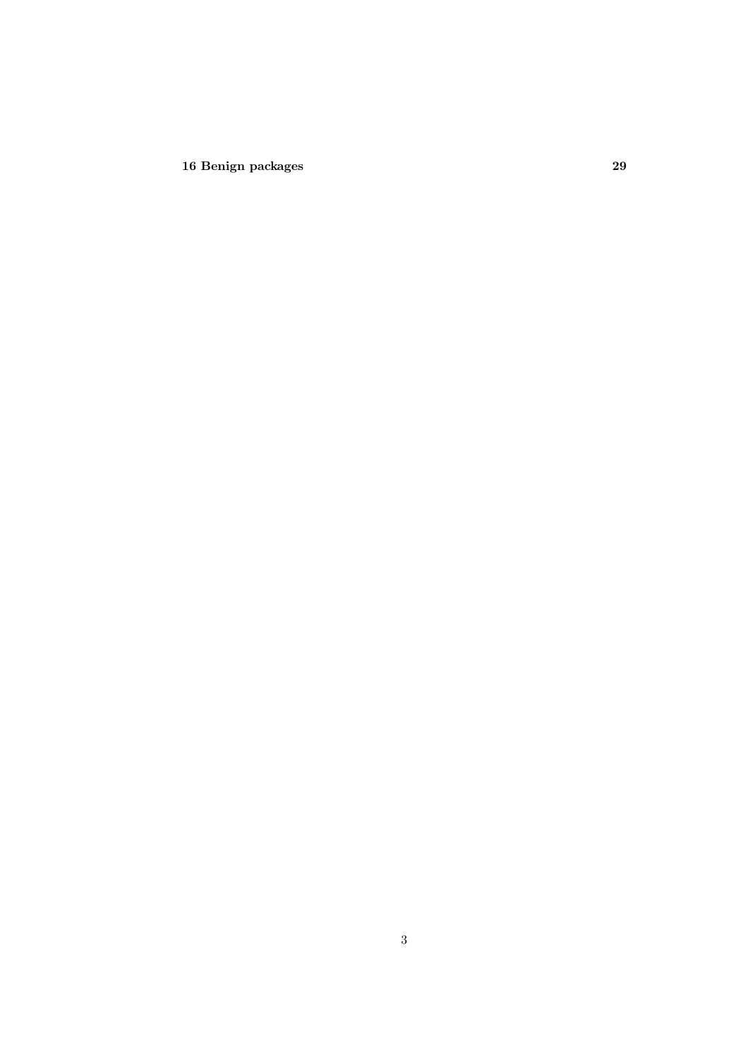**16 Benign packages 29**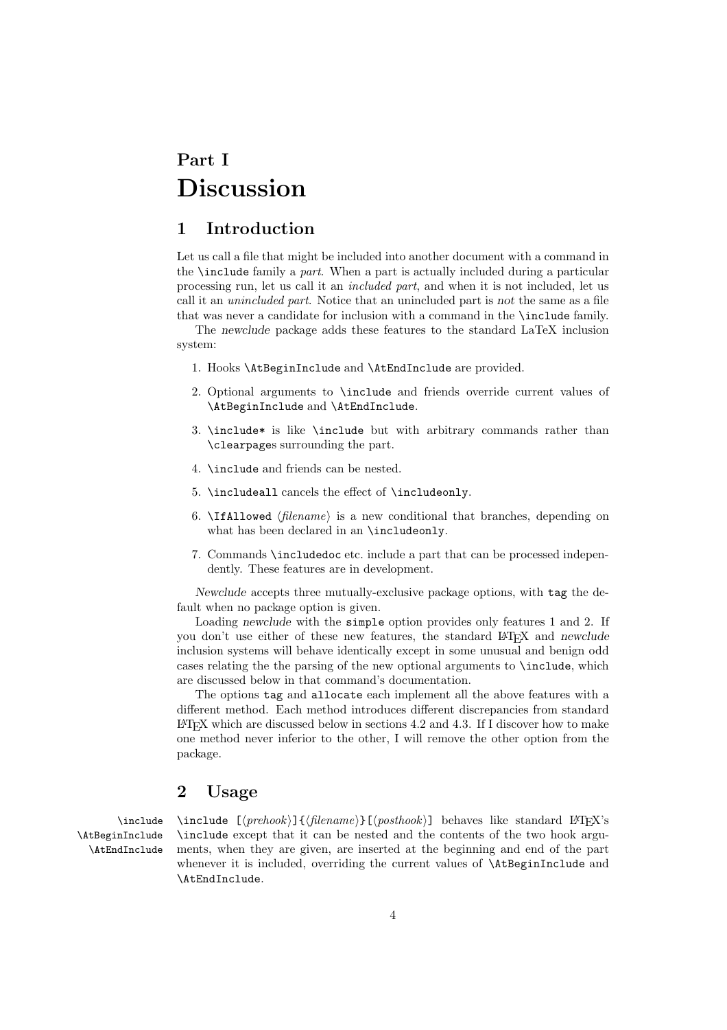# Part I
# Discussion

## 1 Introduction

Let us call a file that might be included into another document with a command in the `\include` family a *part*. When a part is actually included during a particular processing run, let us call it an *included part*, and when it is not included, let us call it an *unincluded part*. Notice that an unincluded part is *not* the same as a file that was never a candidate for inclusion with a command in the `\include` family.

The *newclude* package adds these features to the standard LaTeX inclusion system:

1. Hooks `\AtBeginInclude` and `\AtEndInclude` are provided.
2. Optional arguments to `\include` and friends override current values of `\AtBeginInclude` and `\AtEndInclude`.
3. `\include*` is like `\include` but with arbitrary commands rather than `\clearpage`s surrounding the part.
4. `\include` and friends can be nested.
5. `\includeall` cancels the effect of `\includeonly`.
6. `\IfAllowed` ⟨*filename*⟩ is a new conditional that branches, depending on what has been declared in an `\includeonly`.
7. Commands `\includedoc` etc. include a part that can be processed independently. These features are in development.

*Newclude* accepts three mutually-exclusive package options, with `tag` the default when no package option is given.

Loading *newclude* with the `simple` option provides only features 1 and 2. If you don't use either of these new features, the standard LaTeX and *newclude* inclusion systems will behave identically except in some unusual and benign odd cases relating the the parsing of the new optional arguments to `\include`, which are discussed below in that command's documentation.

The options `tag` and `allocate` each implement all the above features with a different method. Each method introduces different discrepancies from standard LaTeX which are discussed below in sections 4.2 and 4.3. If I discover how to make one method never inferior to the other, I will remove the other option from the package.

## 2 Usage

`\include` `\AtBeginInclude` `\AtEndInclude`

`\include [`⟨*prehook*⟩`]{`⟨*filename*⟩`}[`⟨*posthook*⟩`]` behaves like standard LaTeX's `\include` except that it can be nested and the contents of the two hook arguments, when they are given, are inserted at the beginning and end of the part whenever it is included, overriding the current values of `\AtBeginInclude` and `\AtEndInclude`.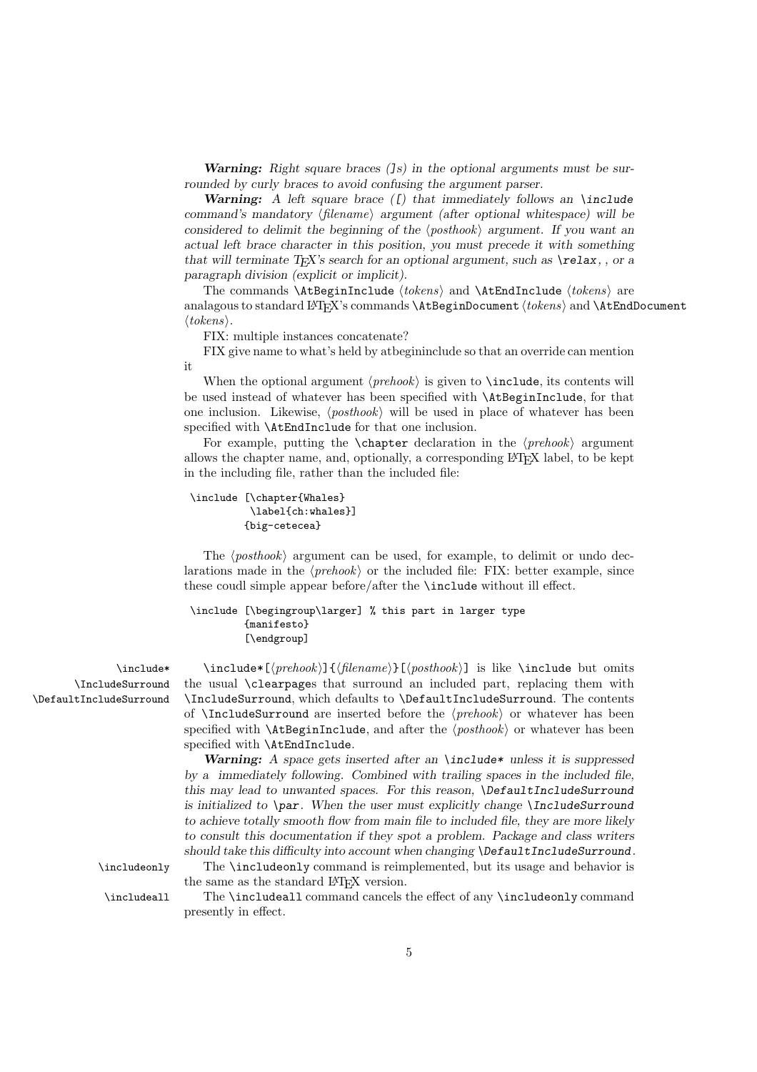***Warning:*** *Right square braces (]s) in the optional arguments must be surrounded by curly braces to avoid confusing the argument parser.*

***Warning:*** *A left square brace ([) that immediately follows an `\include` command's mandatory ⟨filename⟩ argument (after optional whitespace) will be considered to delimit the beginning of the ⟨posthook⟩ argument. If you want an actual left brace character in this position, you must precede it with something that will terminate TeX's search for an optional argument, such as `\relax`, , or a paragraph division (explicit or implicit).*

The commands `\AtBeginInclude` ⟨*tokens*⟩ and `\AtEndInclude` ⟨*tokens*⟩ are analagous to standard LaTeX's commands `\AtBeginDocument` ⟨*tokens*⟩ and `\AtEndDocument` ⟨*tokens*⟩.

FIX: multiple instances concatenate?

FIX give name to what's held by atbegininclude so that an override can mention it

When the optional argument ⟨*prehook*⟩ is given to `\include`, its contents will be used instead of whatever has been specified with `\AtBeginInclude`, for that one inclusion. Likewise, ⟨*posthook*⟩ will be used in place of whatever has been specified with `\AtEndInclude` for that one inclusion.

For example, putting the `\chapter` declaration in the ⟨*prehook*⟩ argument allows the chapter name, and, optionally, a corresponding LaTeX label, to be kept in the including file, rather than the included file:

```
\include [\chapter{Whales}
          \label{ch:whales}]
         {big-cetecea}
```

The ⟨*posthook*⟩ argument can be used, for example, to delimit or undo declarations made in the ⟨*prehook*⟩ or the included file: FIX: better example, since these coudl simple appear before/after the `\include` without ill effect.

```
\include [\begingroup\larger] % this part in larger type
         {manifesto}
         [\endgroup]
```

`\include*` `\IncludeSurround` `\DefaultIncludeSurround`

`\include*[`⟨*prehook*⟩`]{`⟨*filename*⟩`}[`⟨*posthook*⟩`]` is like `\include` but omits the usual `\clearpage`s that surround an included part, replacing them with `\IncludeSurround`, which defaults to `\DefaultIncludeSurround`. The contents of `\IncludeSurround` are inserted before the ⟨*prehook*⟩ or whatever has been specified with `\AtBeginInclude`, and after the ⟨*posthook*⟩ or whatever has been specified with `\AtEndInclude`.

***Warning:*** *A space gets inserted after an `\include*` unless it is suppressed by a  immediately following. Combined with trailing spaces in the included file, this may lead to unwanted spaces. For this reason, `\DefaultIncludeSurround` is initialized to `\par`. When the user must explicitly change `\IncludeSurround` to achieve totally smooth flow from main file to included file, they are more likely to consult this documentation if they spot a problem. Package and class writers should take this difficulty into account when changing `\DefaultIncludeSurround`.*

`\includeonly`

The `\includeonly` command is reimplemented, but its usage and behavior is the same as the standard LaTeX version.

`\includeall`

The `\includeall` command cancels the effect of any `\includeonly` command presently in effect.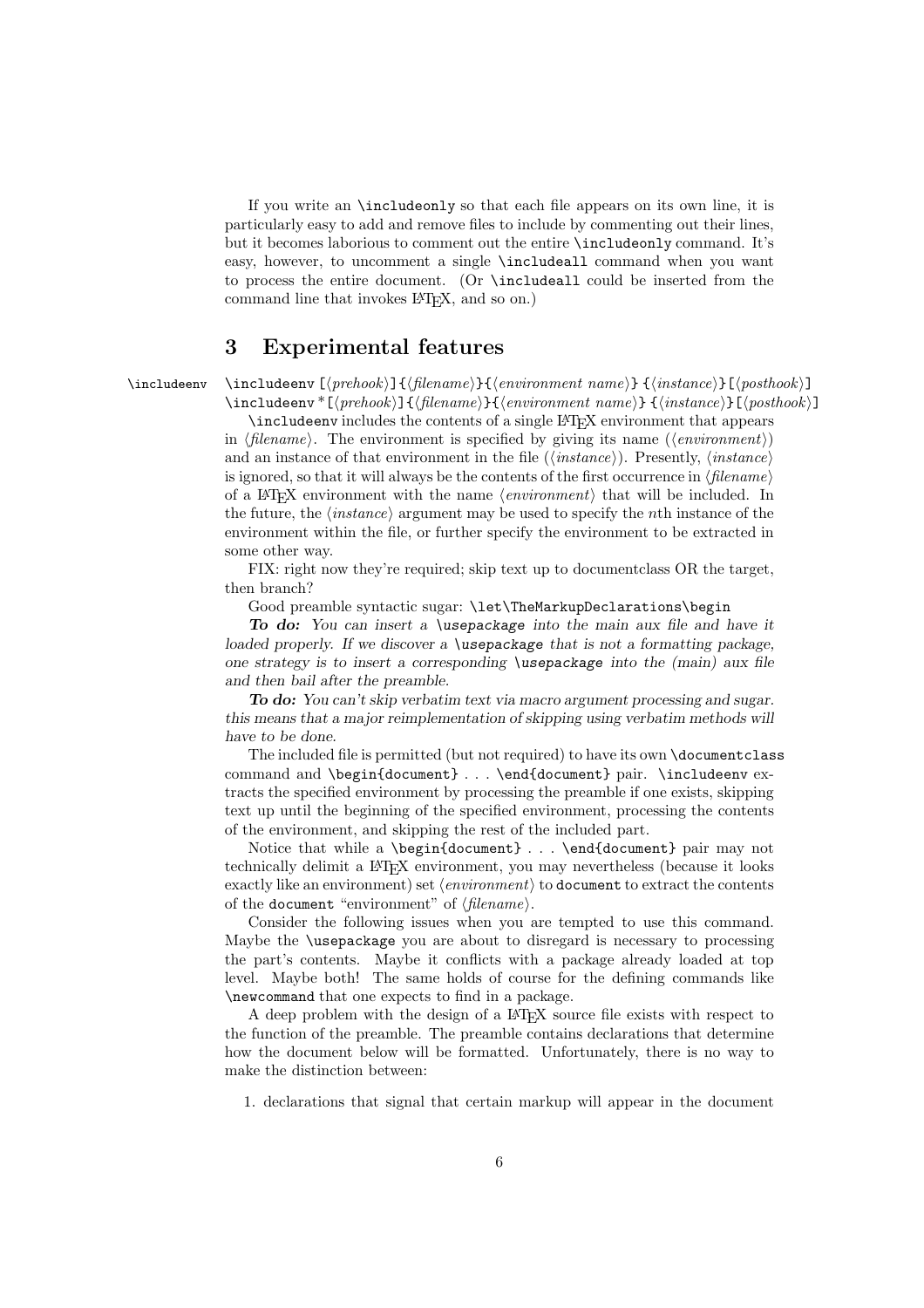If you write an `\includeonly` so that each file appears on its own line, it is particularly easy to add and remove files to include by commenting out their lines, but it becomes laborious to comment out the entire `\includeonly` command. It's easy, however, to uncomment a single `\includeall` command when you want to process the entire document. (Or `\includeall` could be inserted from the command line that invokes LaTeX, and so on.)

## 3 Experimental features

`\includeenv`

`\includeenv` [⟨*prehook*⟩]{⟨*filename*⟩}{⟨*environment name*⟩} {⟨*instance*⟩}[⟨*posthook*⟩]
`\includeenv` *[⟨*prehook*⟩]{⟨*filename*⟩}{⟨*environment name*⟩} {⟨*instance*⟩}[⟨*posthook*⟩]

`\includeenv` includes the contents of a single LaTeX environment that appears in ⟨*filename*⟩. The environment is specified by giving its name (⟨*environment*⟩) and an instance of that environment in the file (⟨*instance*⟩). Presently, ⟨*instance*⟩ is ignored, so that it will always be the contents of the first occurrence in ⟨*filename*⟩ of a LaTeX environment with the name ⟨*environment*⟩ that will be included. In the future, the ⟨*instance*⟩ argument may be used to specify the *n*th instance of the environment within the file, or further specify the environment to be extracted in some other way.

FIX: right now they're required; skip text up to documentclass OR the target, then branch?

Good preamble syntactic sugar: `\let\TheMarkupDeclarations\begin`

***To do:*** *You can insert a* `\usepackage` *into the main aux file and have it loaded properly. If we discover a* `\usepackage` *that is not a formatting package, one strategy is to insert a corresponding* `\usepackage` *into the (main) aux file and then bail after the preamble.*

***To do:*** *You can't skip verbatim text via macro argument processing and sugar. this means that a major reimplementation of skipping using verbatim methods will have to be done.*

The included file is permitted (but not required) to have its own `\documentclass` command and `\begin{document}` . . . `\end{document}` pair. `\includeenv` extracts the specified environment by processing the preamble if one exists, skipping text up until the beginning of the specified environment, processing the contents of the environment, and skipping the rest of the included part.

Notice that while a `\begin{document}` . . . `\end{document}` pair may not technically delimit a LaTeX environment, you may nevertheless (because it looks exactly like an environment) set ⟨*environment*⟩ to `document` to extract the contents of the `document` "environment" of ⟨*filename*⟩.

Consider the following issues when you are tempted to use this command. Maybe the `\usepackage` you are about to disregard is necessary to processing the part's contents. Maybe it conflicts with a package already loaded at top level. Maybe both! The same holds of course for the defining commands like `\newcommand` that one expects to find in a package.

A deep problem with the design of a LaTeX source file exists with respect to the function of the preamble. The preamble contains declarations that determine how the document below will be formatted. Unfortunately, there is no way to make the distinction between:

1. declarations that signal that certain markup will appear in the document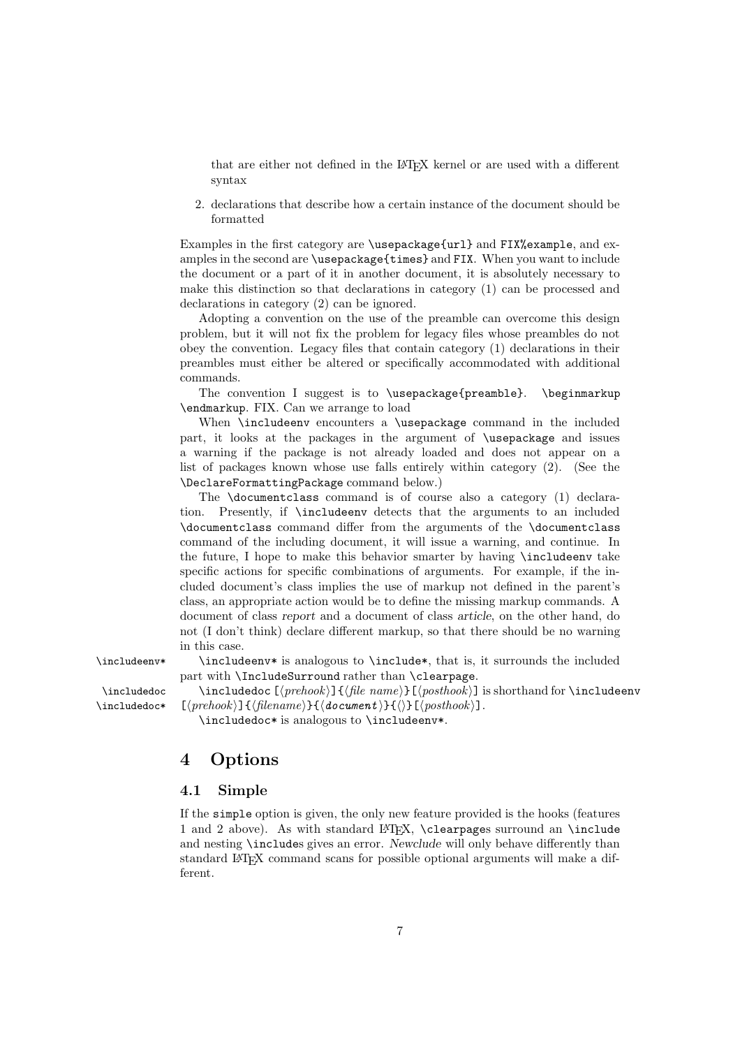that are either not defined in the LaTeX kernel or are used with a different syntax

2. declarations that describe how a certain instance of the document should be formatted

Examples in the first category are `\usepackage{url}` and `FIX%example`, and examples in the second are `\usepackage{times}` and `FIX`. When you want to include the document or a part of it in another document, it is absolutely necessary to make this distinction so that declarations in category (1) can be processed and declarations in category (2) can be ignored.

Adopting a convention on the use of the preamble can overcome this design problem, but it will not fix the problem for legacy files whose preambles do not obey the convention. Legacy files that contain category (1) declarations in their preambles must either be altered or specifically accommodated with additional commands.

The convention I suggest is to `\usepackage{preamble}`. `\beginmarkup` `\endmarkup`. FIX. Can we arrange to load

When `\includeenv` encounters a `\usepackage` command in the included part, it looks at the packages in the argument of `\usepackage` and issues a warning if the package is not already loaded and does not appear on a list of packages known whose use falls entirely within category (2). (See the `\DeclareFormattingPackage` command below.)

The `\documentclass` command is of course also a category (1) declaration. Presently, if `\includeenv` detects that the arguments to an included `\documentclass` command differ from the arguments of the `\documentclass` command of the including document, it will issue a warning, and continue. In the future, I hope to make this behavior smarter by having `\includeenv` take specific actions for specific combinations of arguments. For example, if the included document's class implies the use of markup not defined in the parent's class, an appropriate action would be to define the missing markup commands. A document of class *report* and a document of class *article*, on the other hand, do not (I don't think) declare different markup, so that there should be no warning in this case.

`\includeenv*`

`\includeenv*` is analogous to `\include*`, that is, it surrounds the included part with `\IncludeSurround` rather than `\clearpage`.

`\includedoc` `\includedoc*`

`\includedoc` [⟨*prehook*⟩]{⟨*file name*⟩}[⟨*posthook*⟩] is shorthand for `\includeenv` [⟨*prehook*⟩]{⟨*filename*⟩}{⟨**document**⟩}{⟨⟩}[⟨*posthook*⟩].

`\includedoc*` is analogous to `\includeenv*`.

## 4 Options

### 4.1 Simple

If the `simple` option is given, the only new feature provided is the hooks (features 1 and 2 above). As with standard LaTeX, `\clearpage`s surround an `\include` and nesting `\include`s gives an error. *Newclude* will only behave differently than standard LaTeX command scans for possible optional arguments will make a different.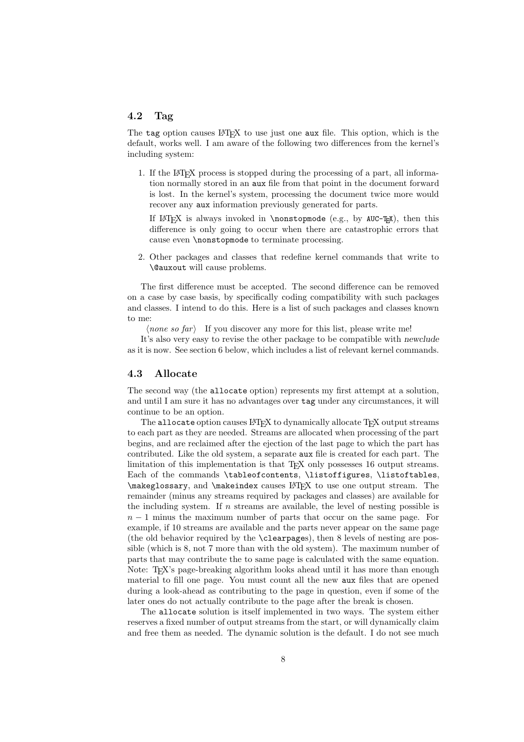## 4.2 Tag

The `tag` option causes LaTeX to use just one `aux` file. This option, which is the default, works well. I am aware of the following two differences from the kernel's including system:

1. If the LaTeX process is stopped during the processing of a part, all information normally stored in an `aux` file from that point in the document forward is lost. In the kernel's system, processing the document twice more would recover any `aux` information previously generated for parts.

   If LaTeX is always invoked in `\nonstopmode` (e.g., by AUC-TeX), then this difference is only going to occur when there are catastrophic errors that cause even `\nonstopmode` to terminate processing.

2. Other packages and classes that redefine kernel commands that write to `\@auxout` will cause problems.

The first difference must be accepted. The second difference can be removed on a case by case basis, by specifically coding compatibility with such packages and classes. I intend to do this. Here is a list of such packages and classes known to me:

⟨*none so far*⟩ If you discover any more for this list, please write me!

It's also very easy to revise the other package to be compatible with *newclude* as it is now. See section 6 below, which includes a list of relevant kernel commands.

## 4.3 Allocate

The second way (the `allocate` option) represents my first attempt at a solution, and until I am sure it has no advantages over `tag` under any circumstances, it will continue to be an option.

The `allocate` option causes LaTeX to dynamically allocate TeX output streams to each part as they are needed. Streams are allocated when processing of the part begins, and are reclaimed after the ejection of the last page to which the part has contributed. Like the old system, a separate `aux` file is created for each part. The limitation of this implementation is that TeX only possesses 16 output streams. Each of the commands `\tableofcontents`, `\listoffigures`, `\listoftables`, `\makeglossary`, and `\makeindex` causes LaTeX to use one output stream. The remainder (minus any streams required by packages and classes) are available for the including system. If $n$ streams are available, the level of nesting possible is $n-1$ minus the maximum number of parts that occur on the same page. For example, if 10 streams are available and the parts never appear on the same page (the old behavior required by the `\clearpage`s), then 8 levels of nesting are possible (which is 8, not 7 more than with the old system). The maximum number of parts that may contribute the to same page is calculated with the same equation. Note: TeX's page-breaking algorithm looks ahead until it has more than enough material to fill one page. You must count all the new `aux` files that are opened during a look-ahead as contributing to the page in question, even if some of the later ones do not actually contribute to the page after the break is chosen.

The `allocate` solution is itself implemented in two ways. The system either reserves a fixed number of output streams from the start, or will dynamically claim and free them as needed. The dynamic solution is the default. I do not see much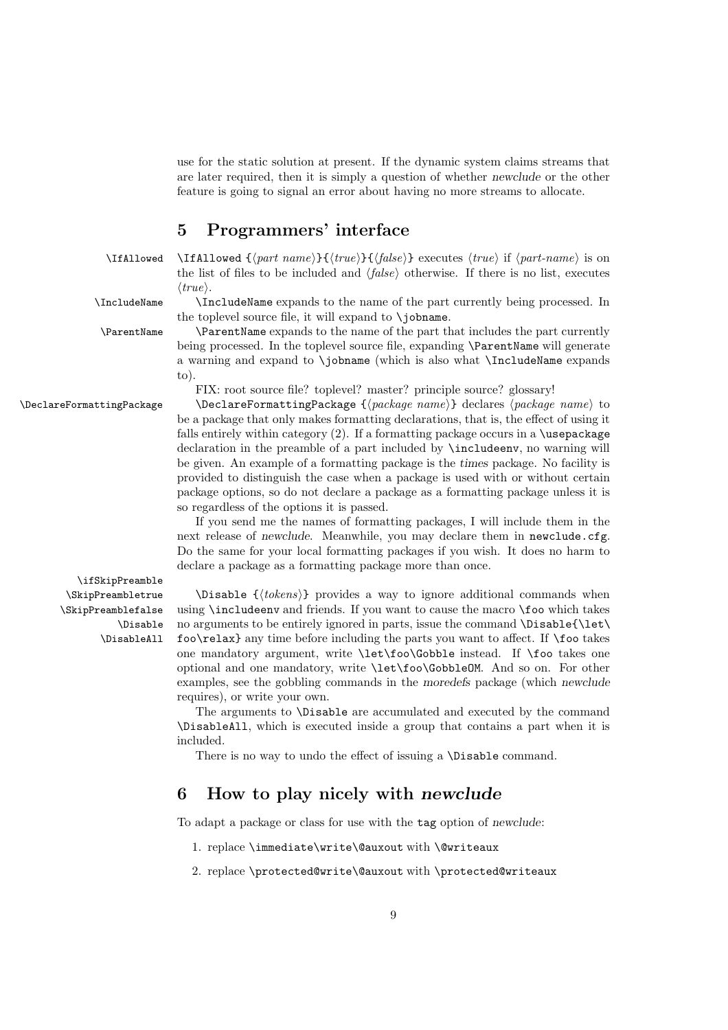use for the static solution at present. If the dynamic system claims streams that are later required, then it is simply a question of whether *newclude* or the other feature is going to signal an error about having no more streams to allocate.

## 5 Programmers' interface

`\IfAllowed`

`\IfAllowed` {⟨*part name*⟩}{⟨*true*⟩}{⟨*false*⟩} executes ⟨*true*⟩ if ⟨*part-name*⟩ is on the list of files to be included and ⟨*false*⟩ otherwise. If there is no list, executes ⟨*true*⟩.

`\IncludeName`

`\IncludeName` expands to the name of the part currently being processed. In the toplevel source file, it will expand to `\jobname`.

`\ParentName`

`\ParentName` expands to the name of the part that includes the part currently being processed. In the toplevel source file, expanding `\ParentName` will generate a warning and expand to `\jobname` (which is also what `\IncludeName` expands to).

FIX: root source file? toplevel? master? principle source? glossary!

`\DeclareFormattingPackage`

`\DeclareFormattingPackage` {⟨*package name*⟩} declares ⟨*package name*⟩ to be a package that only makes formatting declarations, that is, the effect of using it falls entirely within category (2). If a formatting package occurs in a `\usepackage` declaration in the preamble of a part included by `\includeenv`, no warning will be given. An example of a formatting package is the *times* package. No facility is provided to distinguish the case when a package is used with or without certain package options, so do not declare a package as a formatting package unless it is so regardless of the options it is passed.

If you send me the names of formatting packages, I will include them in the next release of *newclude*. Meanwhile, you may declare them in `newclude.cfg`. Do the same for your local formatting packages if you wish. It does no harm to declare a package as a formatting package more than once.

`\ifSkipPreamble`
`\SkipPreambletrue`
`\SkipPreamblefalse`
`\Disable`
`\DisableAll`

`\Disable` {⟨*tokens*⟩} provides a way to ignore additional commands when using `\includeenv` and friends. If you want to cause the macro `\foo` which takes no arguments to be entirely ignored in parts, issue the command `\Disable{\let\foo\relax}` any time before including the parts you want to affect. If `\foo` takes one mandatory argument, write `\let\foo\Gobble` instead. If `\foo` takes one optional and one mandatory, write `\let\foo\GobbleOM`. And so on. For other examples, see the gobbling commands in the *moredefs* package (which *newclude* requires), or write your own.

The arguments to `\Disable` are accumulated and executed by the command `\DisableAll`, which is executed inside a group that contains a part when it is included.

There is no way to undo the effect of issuing a `\Disable` command.

## 6 How to play nicely with *newclude*

To adapt a package or class for use with the `tag` option of *newclude*:

1. replace `\immediate\write\@auxout` with `\@writeaux`
2. replace `\protected@write\@auxout` with `\protected@writeaux`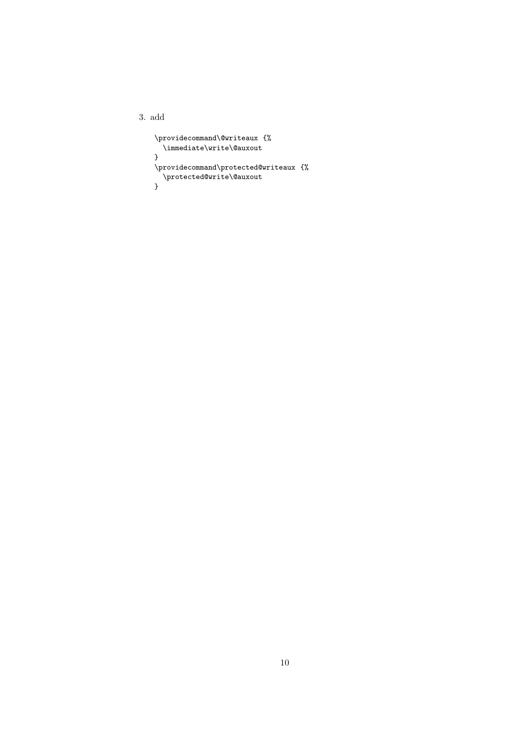3. add

```
\providecommand\@writeaux {%
  \immediate\write\@auxout
}
\providecommand\protected@writeaux {%
  \protected@write\@auxout
}
```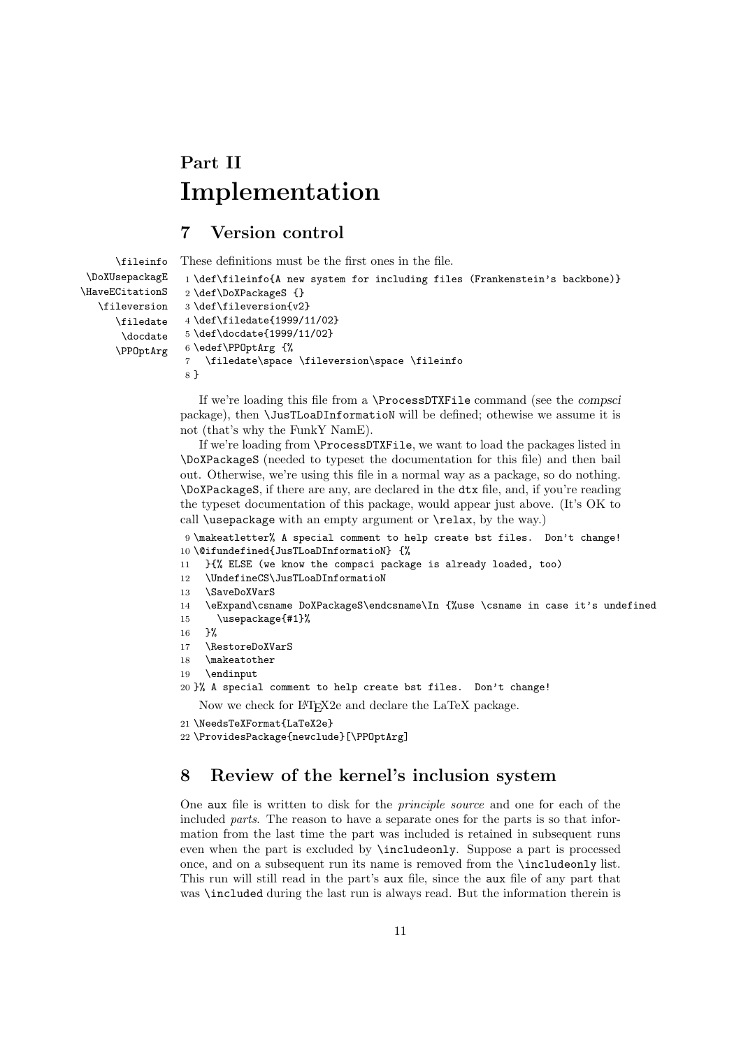# Part II
# Implementation

## 7 Version control

\fileinfo \DoXUsepackagE \HaveECitationS \fileversion \filedate \docdate \PPOptArg

These definitions must be the first ones in the file.

```
1 \def\fileinfo{A new system for including files (Frankenstein's backbone)}
2 \def\DoXPackageS {}
3 \def\fileversion{v2}
4 \def\filedate{1999/11/02}
5 \def\docdate{1999/11/02}
6 \edef\PPOptArg {%
7   \filedate\space \fileversion\space \fileinfo
8 }
```

If we're loading this file from a `\ProcessDTXFile` command (see the *compsci* package), then `\JusTLoaDInformatioN` will be defined; othewise we assume it is not (that's why the FunkY NamE).

If we're loading from `\ProcessDTXFile`, we want to load the packages listed in `\DoXPackageS` (needed to typeset the documentation for this file) and then bail out. Otherwise, we're using this file in a normal way as a package, so do nothing. `\DoXPackageS`, if there are any, are declared in the `dtx` file, and, if you're reading the typeset documentation of this package, would appear just above. (It's OK to call `\usepackage` with an empty argument or `\relax`, by the way.)

```
9 \makeatletter% A special comment to help create bst files.  Don't change!
10 \@ifundefined{JusTLoaDInformatioN} {%
11   }{% ELSE (we know the compsci package is already loaded, too)
12   \UndefineCS\JusTLoaDInformatioN
13   \SaveDoXVarS
14   \eExpand\csname DoXPackageS\endcsname\In {%use \csname in case it's undefined
15     \usepackage{#1}%
16   }%
17   \RestoreDoXVarS
18   \makeatother
19   \endinput
20 }% A special comment to help create bst files.  Don't change!
```

Now we check for LaTeX2e and declare the LaTeX package.

```
21 \NeedsTeXFormat{LaTeX2e}
22 \ProvidesPackage{newclude}[\PPOptArg]
```

## 8 Review of the kernel's inclusion system

One `aux` file is written to disk for the *principle source* and one for each of the included *parts*. The reason to have a separate ones for the parts is so that information from the last time the part was included is retained in subsequent runs even when the part is excluded by `\includeonly`. Suppose a part is processed once, and on a subsequent run its name is removed from the `\includeonly` list. This run will still read in the part's `aux` file, since the `aux` file of any part that was `\included` during the last run is always read. But the information therein is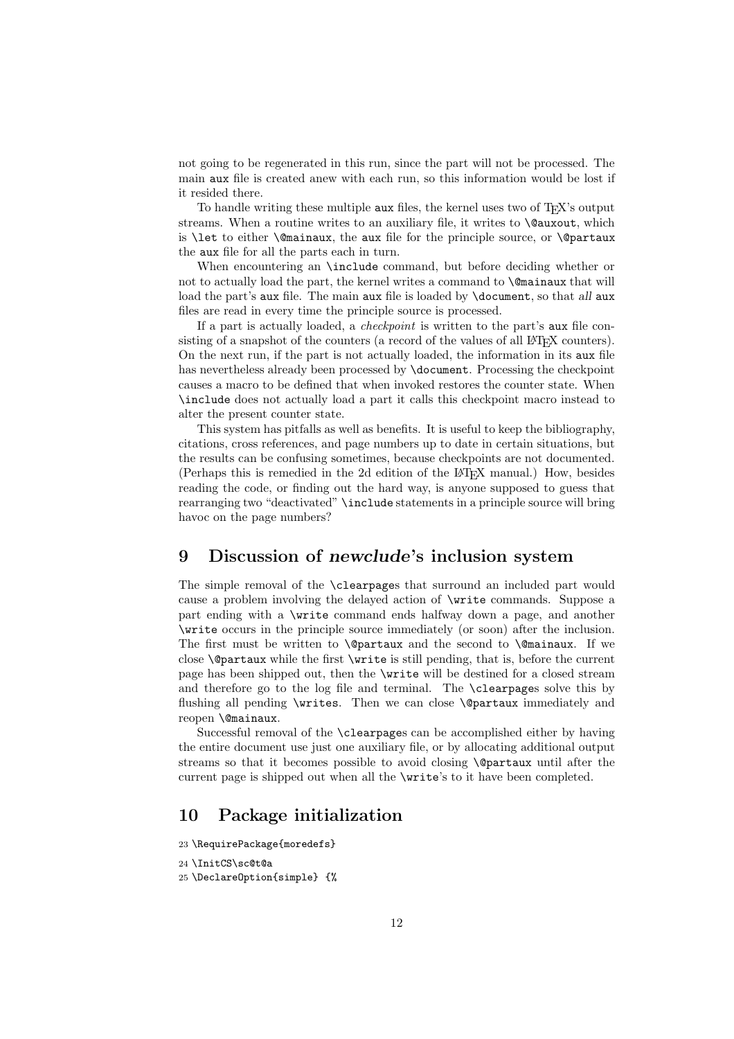not going to be regenerated in this run, since the part will not be processed. The main aux file is created anew with each run, so this information would be lost if it resided there.

To handle writing these multiple aux files, the kernel uses two of TEX's output streams. When a routine writes to an auxiliary file, it writes to `\@auxout`, which is `\let` to either `\@mainaux`, the aux file for the principle source, or `\@partaux` the aux file for all the parts each in turn.

When encountering an `\include` command, but before deciding whether or not to actually load the part, the kernel writes a command to `\@mainaux` that will load the part's aux file. The main aux file is loaded by `\document`, so that *all* aux files are read in every time the principle source is processed.

If a part is actually loaded, a *checkpoint* is written to the part's aux file consisting of a snapshot of the counters (a record of the values of all LATEX counters). On the next run, if the part is not actually loaded, the information in its aux file has nevertheless already been processed by `\document`. Processing the checkpoint causes a macro to be defined that when invoked restores the counter state. When `\include` does not actually load a part it calls this checkpoint macro instead to alter the present counter state.

This system has pitfalls as well as benefits. It is useful to keep the bibliography, citations, cross references, and page numbers up to date in certain situations, but the results can be confusing sometimes, because checkpoints are not documented. (Perhaps this is remedied in the 2d edition of the LATEX manual.) How, besides reading the code, or finding out the hard way, is anyone supposed to guess that rearranging two "deactivated" `\include` statements in a principle source will bring havoc on the page numbers?

## 9 Discussion of *newclude*'s inclusion system

The simple removal of the `\clearpage`s that surround an included part would cause a problem involving the delayed action of `\write` commands. Suppose a part ending with a `\write` command ends halfway down a page, and another `\write` occurs in the principle source immediately (or soon) after the inclusion. The first must be written to `\@partaux` and the second to `\@mainaux`. If we close `\@partaux` while the first `\write` is still pending, that is, before the current page has been shipped out, then the `\write` will be destined for a closed stream and therefore go to the log file and terminal. The `\clearpage`s solve this by flushing all pending `\write`s. Then we can close `\@partaux` immediately and reopen `\@mainaux`.

Successful removal of the `\clearpage`s can be accomplished either by having the entire document use just one auxiliary file, or by allocating additional output streams so that it becomes possible to avoid closing `\@partaux` until after the current page is shipped out when all the `\write`'s to it have been completed.

## 10 Package initialization

```
23 \RequirePackage{moredefs}
24 \InitCS\sc@t@a
25 \DeclareOption{simple} {%
```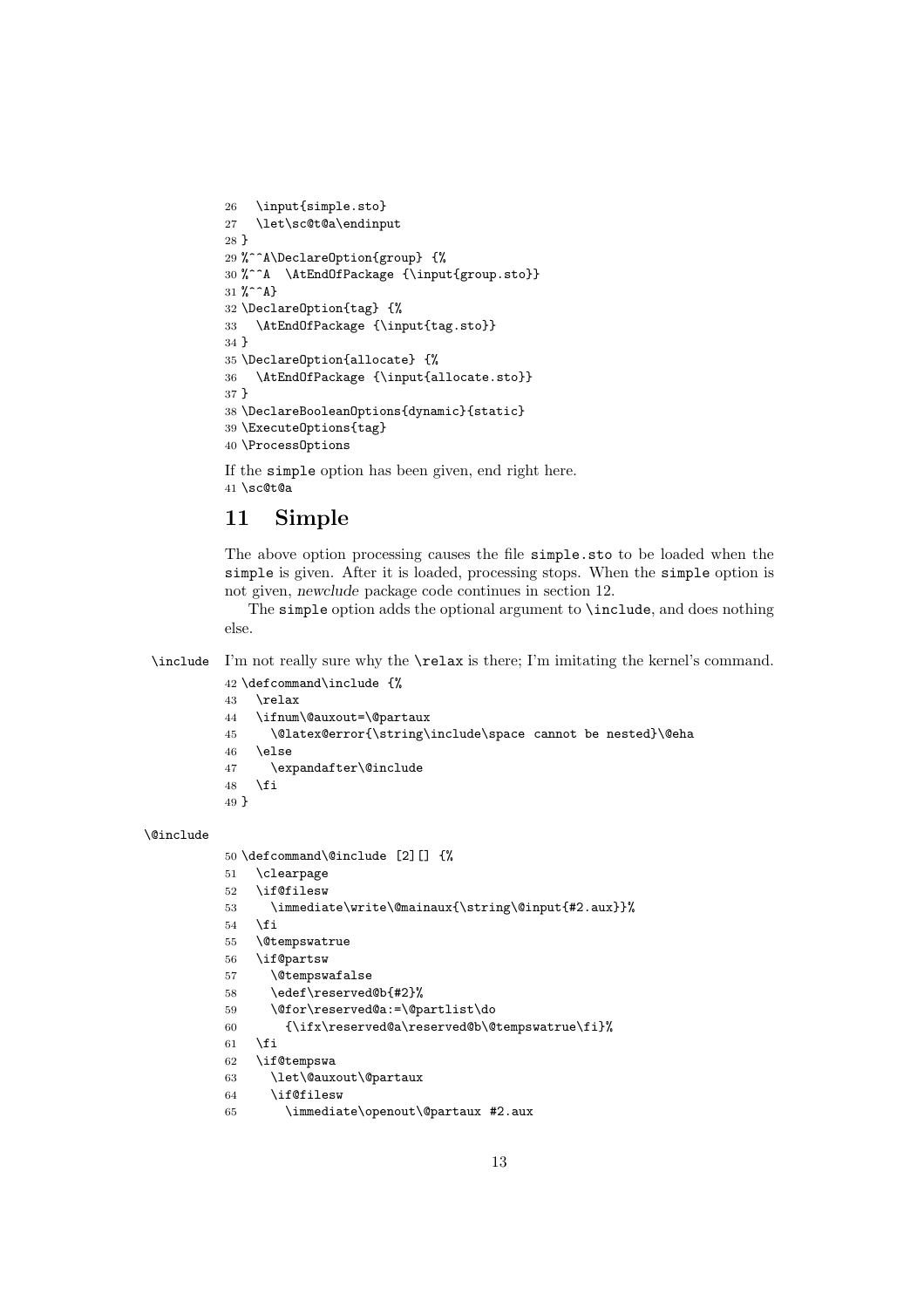```
26   \input{simple.sto}
27   \let\sc@t@a\endinput
28 }
29 %^^A\DeclareOption{group} {%
30 %^^A  \AtEndOfPackage {\input{group.sto}}
31 %^^A}
32 \DeclareOption{tag} {%
33   \AtEndOfPackage {\input{tag.sto}}
34 }
35 \DeclareOption{allocate} {%
36   \AtEndOfPackage {\input{allocate.sto}}
37 }
38 \DeclareBooleanOptions{dynamic}{static}
39 \ExecuteOptions{tag}
40 \ProcessOptions
```

If the simple option has been given, end right here.

```
41 \sc@t@a
```

## 11 Simple

The above option processing causes the file simple.sto to be loaded when the simple is given. After it is loaded, processing stops. When the simple option is not given, *newclude* package code continues in section 12.

The simple option adds the optional argument to \include, and does nothing else.

\include I'm not really sure why the \relax is there; I'm imitating the kernel's command.

```
42 \defcommand\include {%
43   \relax
44   \ifnum\@auxout=\@partaux
45     \@latex@error{\string\include\space cannot be nested}\@eha
46   \else
47     \expandafter\@include
48   \fi
49 }
```

\@include

```
50 \defcommand\@include [2][] {%
51   \clearpage
52   \if@filesw
53     \immediate\write\@mainaux{\string\@input{#2.aux}}%
54   \fi
55   \@tempswatrue
56   \if@partsw
57     \@tempswafalse
58     \edef\reserved@b{#2}%
59     \@for\reserved@a:=\@partlist\do
60       {\ifx\reserved@a\reserved@b\@tempswatrue\fi}%
61   \fi
62   \if@tempswa
63     \let\@auxout\@partaux
64     \if@filesw
65       \immediate\openout\@partaux #2.aux
```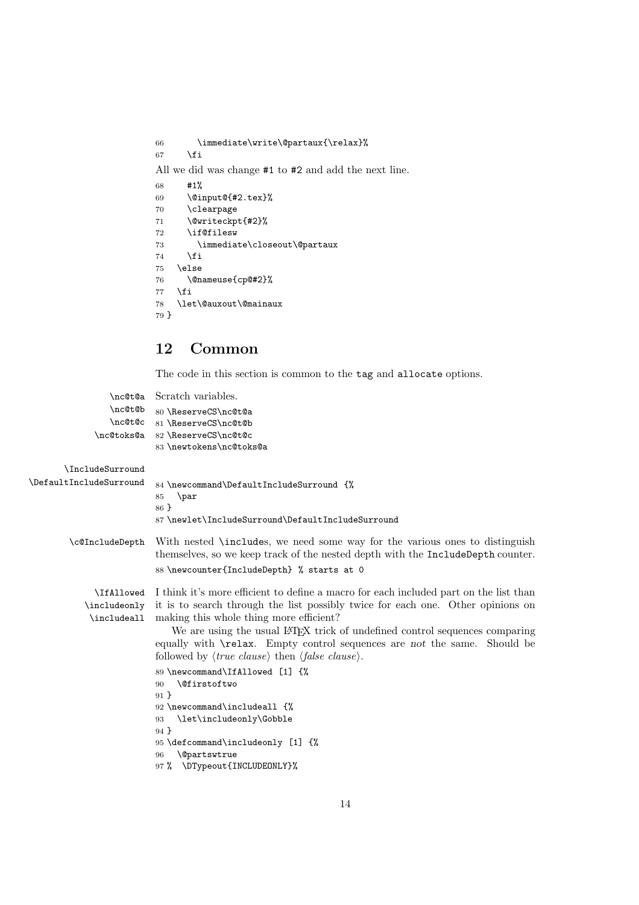```
66       \immediate\write\@partaux{\relax}%
67     \fi
```

All we did was change #1 to #2 and add the next line.

```
68     #1%
69     \@input@{#2.tex}%
70     \clearpage
71     \@writeckpt{#2}%
72     \if@filesw
73       \immediate\closeout\@partaux
74     \fi
75   \else
76     \@nameuse{cp@#2}%
77   \fi
78   \let\@auxout\@mainaux
79 }
```

## 12 Common

The code in this section is common to the tag and allocate options.

\nc@t@a \nc@t@b \nc@t@c \nc@toks@a Scratch variables.

```
80 \ReserveCS\nc@t@a
81 \ReserveCS\nc@t@b
82 \ReserveCS\nc@t@c
83 \newtokens\nc@toks@a
```

\IncludeSurround \DefaultIncludeSurround

```
84 \newcommand\DefaultIncludeSurround {%
85   \par
86 }
87 \newlet\IncludeSurround\DefaultIncludeSurround
```

\c@IncludeDepth With nested \includes, we need some way for the various ones to distinguish themselves, so we keep track of the nested depth with the IncludeDepth counter.

```
88 \newcounter{IncludeDepth} % starts at 0
```

\IfAllowed \includeonly \includeall I think it's more efficient to define a macro for each included part on the list than it is to search through the list possibly twice for each one. Other opinions on making this whole thing more efficient?

We are using the usual LaTeX trick of undefined control sequences comparing equally with \relax. Empty control sequences are *not* the same. Should be followed by ⟨*true clause*⟩ then ⟨*false clause*⟩.

```
89 \newcommand\IfAllowed [1] {%
90   \@firstoftwo
91 }
92 \newcommand\includeall {%
93   \let\includeonly\Gobble
94 }
95 \defcommand\includeonly [1] {%
96   \@partswtrue
97 %  \DTypeout{INCLUDEONLY}%
```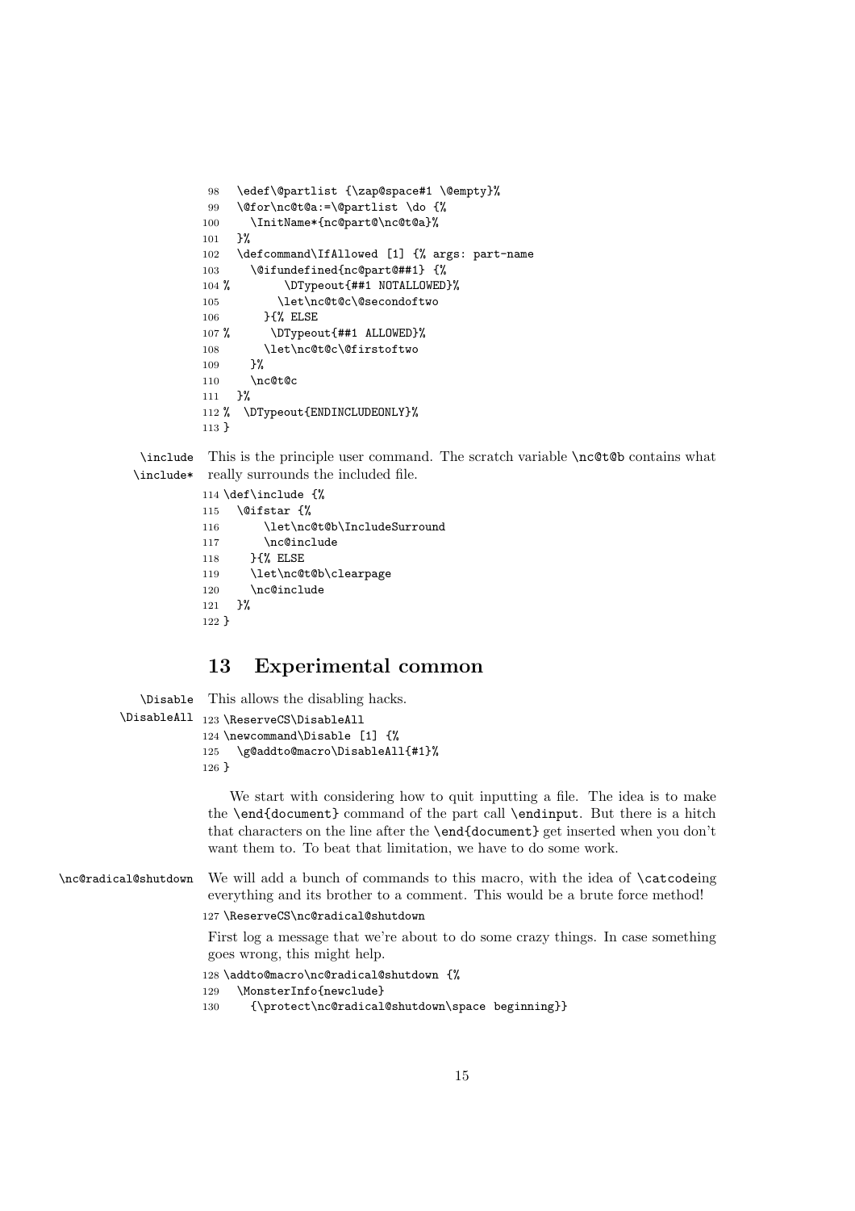```
98   \edef\@partlist {\zap@space#1 \@empty}%
99   \@for\nc@t@a:=\@partlist \do {%
100    \InitName*{nc@part@\nc@t@a}%
101  }%
102  \defcommand\IfAllowed [1] {% args: part-name
103    \@ifundefined{nc@part@##1} {%
104 %       \DTypeout{##1 NOTALLOWED}%
105        \let\nc@t@c\@secondoftwo
106      }{% ELSE
107 %      \DTypeout{##1 ALLOWED}%
108      \let\nc@t@c\@firstoftwo
109    }%
110    \nc@t@c
111  }%
112 %  \DTypeout{ENDINCLUDEONLY}%
113 }
```

\include \include* This is the principle user command. The scratch variable `\nc@t@b` contains what really surrounds the included file.

```
114 \def\include {%
115   \@ifstar {%
116       \let\nc@t@b\IncludeSurround
117       \nc@include
118     }{% ELSE
119     \let\nc@t@b\clearpage
120     \nc@include
121   }%
122 }
```

## 13 Experimental common

\Disable \DisableAll This allows the disabling hacks.

```
123 \ReserveCS\DisableAll
124 \newcommand\Disable [1] {%
125   \g@addto@macro\DisableAll{#1}%
126 }
```

We start with considering how to quit inputting a file. The idea is to make the `\end{document}` command of the part call `\endinput`. But there is a hitch that characters on the line after the `\end{document}` get inserted when you don't want them to. To beat that limitation, we have to do some work.

\nc@radical@shutdown We will add a bunch of commands to this macro, with the idea of `\catcode`ing everything and its brother to a comment. This would be a brute force method!

```
127 \ReserveCS\nc@radical@shutdown
```

First log a message that we're about to do some crazy things. In case something goes wrong, this might help.

```
128 \addto@macro\nc@radical@shutdown {%
129   \MonsterInfo{newclude}
130     {\protect\nc@radical@shutdown\space beginning}}
```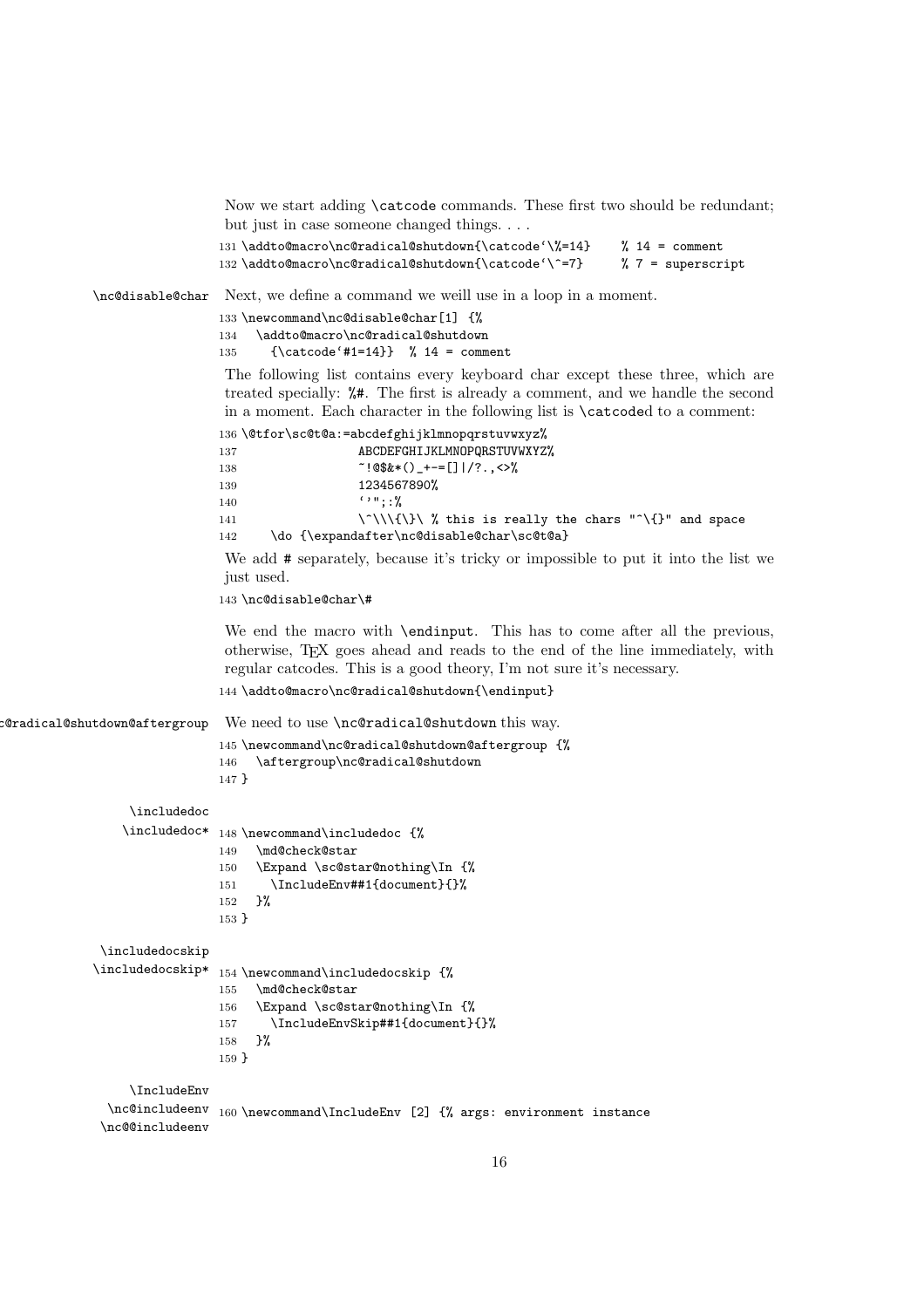Now we start adding \catcode commands. These first two should be redundant; but just in case someone changed things. . . .

```
131 \addto@macro\nc@radical@shutdown{\catcode`\%=14}    % 14 = comment
132 \addto@macro\nc@radical@shutdown{\catcode`\^=7}     % 7 = superscript
```

\nc@disable@char Next, we define a command we weill use in a loop in a moment.

```
133 \newcommand\nc@disable@char[1] {%
134   \addto@macro\nc@radical@shutdown
135     {\catcode`#1=14}}  % 14 = comment
```

The following list contains every keyboard char except these three, which are treated specially: %#. The first is already a comment, and we handle the second in a moment. Each character in the following list is \catcoded to a comment:

```
136 \@tfor\sc@t@a:=abcdefghijklmnopqrstuvwxyz%
137                ABCDEFGHIJKLMNOPQRSTUVWXYZ%
138                ~!@$&*()_+-=[]|/?.,<>%
139                1234567890%
140                `'";:%
141                \^\\\{\}\ % this is really the chars "^\{}" and space
142     \do {\expandafter\nc@disable@char\sc@t@a}
```

We add # separately, because it's tricky or impossible to put it into the list we just used.

```
143 \nc@disable@char\#
```

We end the macro with \endinput. This has to come after all the previous, otherwise, TEX goes ahead and reads to the end of the line immediately, with regular catcodes. This is a good theory, I'm not sure it's necessary.

```
144 \addto@macro\nc@radical@shutdown{\endinput}
```

\nc@radical@shutdown@aftergroup We need to use \nc@radical@shutdown this way.

```
145 \newcommand\nc@radical@shutdown@aftergroup {%
146   \aftergroup\nc@radical@shutdown
147 }
```

\includedoc
\includedoc*

```
148 \newcommand\includedoc {%
149   \md@check@star
150   \Expand \sc@star@nothing\In {%
151     \IncludeEnv##1{document}{}%
152   }%
153 }
```

\includedocskip
\includedocskip*

```
154 \newcommand\includedocskip {%
155   \md@check@star
156   \Expand \sc@star@nothing\In {%
157     \IncludeEnvSkip##1{document}{}%
158   }%
159 }
```

\IncludeEnv
\nc@includeenv
\nc@@includeenv

```
160 \newcommand\IncludeEnv [2] {% args: environment instance
```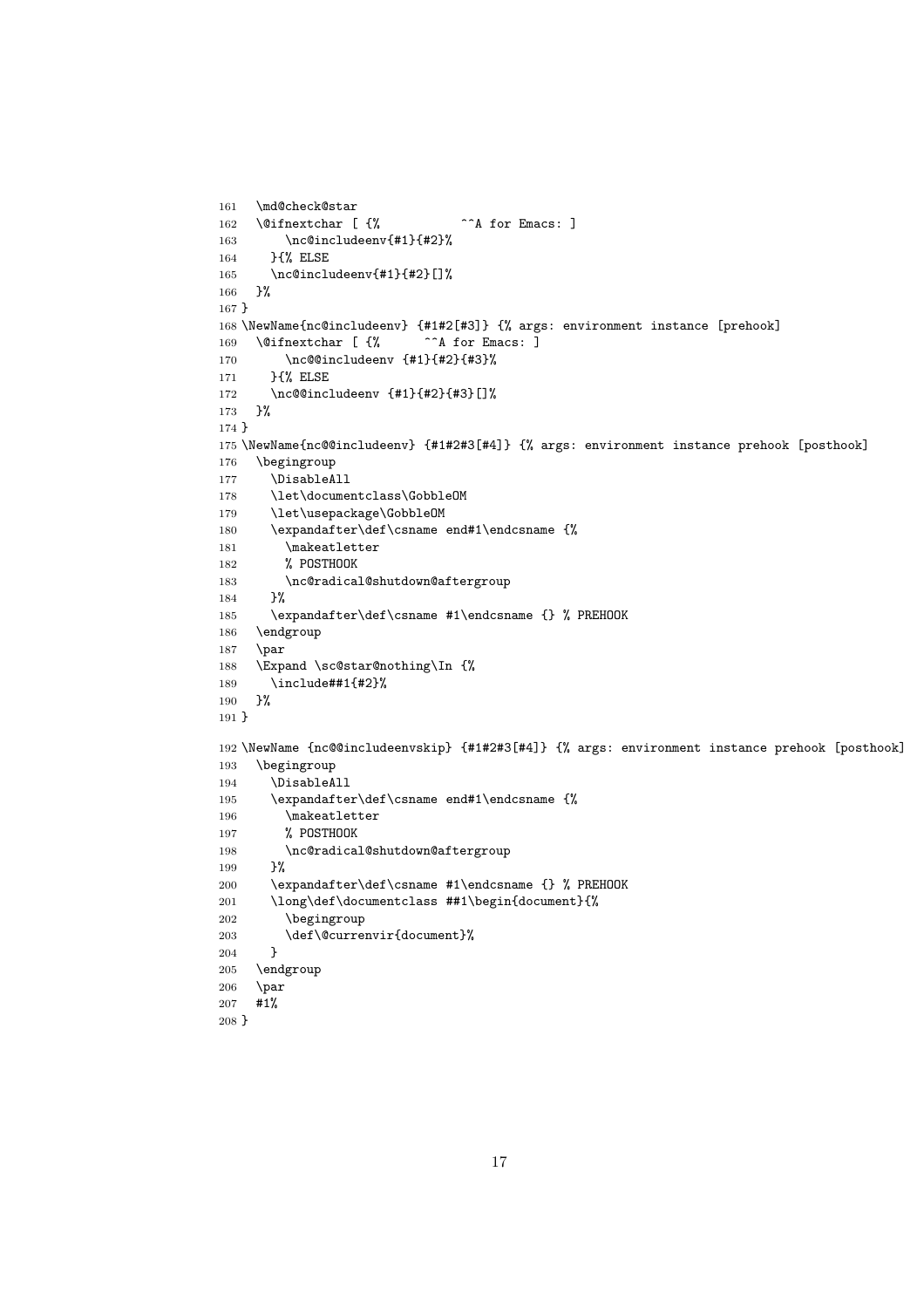```
161   \md@check@star
162   \@ifnextchar [ {%            ^^A for Emacs: ]
163       \nc@includeenv{#1}{#2}%
164     }{% ELSE
165     \nc@includeenv{#1}{#2}[]%
166   }%
167 }
168 \NewName{nc@includeenv} {#1#2[#3]} {% args: environment instance [prehook]
169   \@ifnextchar [ {%      ^^A for Emacs: ]
170       \nc@@includeenv {#1}{#2}{#3}%
171     }{% ELSE
172     \nc@@includeenv {#1}{#2}{#3}[]%
173   }%
174 }
175 \NewName{nc@@includeenv} {#1#2#3[#4]} {% args: environment instance prehook [posthook]
176   \begingroup
177     \DisableAll
178     \let\documentclass\GobbleOM
179     \let\usepackage\GobbleOM
180     \expandafter\def\csname end#1\endcsname {%
181       \makeatletter
182       % POSTHOOK
183       \nc@radical@shutdown@aftergroup
184     }%
185     \expandafter\def\csname #1\endcsname {} % PREHOOK
186   \endgroup
187   \par
188   \Expand \sc@star@nothing\In {%
189     \include##1{#2}%
190   }%
191 }
192 \NewName {nc@@includeenvskip} {#1#2#3[#4]} {% args: environment instance prehook [posthook]
193   \begingroup
194     \DisableAll
195     \expandafter\def\csname end#1\endcsname {%
196       \makeatletter
197       % POSTHOOK
198       \nc@radical@shutdown@aftergroup
199     }%
200     \expandafter\def\csname #1\endcsname {} % PREHOOK
201     \long\def\documentclass ##1\begin{document}{%
202       \begingroup
203       \def\@currenvir{document}%
204     }
205   \endgroup
206   \par
207   #1%
208 }
```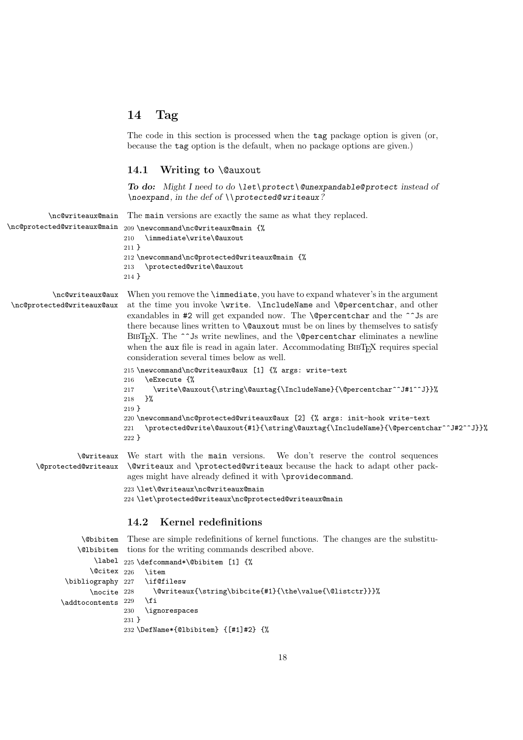## 14 Tag

The code in this section is processed when the `tag` package option is given (or, because the `tag` option is the default, when no package options are given.)

### 14.1 Writing to `\@auxout`

***To do:*** *Might I need to do `\let\protect\@unexpandable@protect` instead of `\noexpand`, in the def of `\\protected@writeaux`?*

`\nc@writeaux@main` `\nc@protected@writeaux@main` The `main` versions are exactly the same as what they replaced.

```
209 \newcommand\nc@writeaux@main {%
210   \immediate\write\@auxout
211 }
212 \newcommand\nc@protected@writeaux@main {%
213   \protected@write\@auxout
214 }
```

`\nc@writeaux@aux` `\nc@protected@writeaux@aux` When you remove the `\immediate`, you have to expand whatever's in the argument at the time you invoke `\write`. `\IncludeName` and `\@percentchar`, and other exandables in `#2` will get expanded now. The `\@percentchar` and the `^^J`s are there because lines written to `\@auxout` must be on lines by themselves to satisfy BibTeX. The `^^J`s write newlines, and the `\@percentchar` eliminates a newline when the `aux` file is read in again later. Accommodating BibTeX requires special consideration several times below as well.

```
215 \newcommand\nc@writeaux@aux [1] {% args: write-text
216   \eExecute {%
217     \write\@auxout{\string\@auxtag{\IncludeName}{\@percentchar^^J#1^^J}}%
218   }%
219 }
220 \newcommand\nc@protected@writeaux@aux [2] {% args: init-hook write-text
221   \protected@write\@auxout{#1}{\string\@auxtag{\IncludeName}{\@percentchar^^J#2^^J}}%
222 }
```

`\@writeaux` `\@protected@writeaux` We start with the `main` versions. We don't reserve the control sequences `\@writeaux` and `\protected@writeaux` because the hack to adapt other packages might have already defined it with `\providecommand`.

```
223 \let\@writeaux\nc@writeaux@main
224 \let\protected@writeaux\nc@protected@writeaux@main
```

### 14.2 Kernel redefinitions

`\@bibitem` `\@lbibitem` `\label` `\@citex` `\bibliography` `\nocite` `\addtocontents` These are simple redefinitions of kernel functions. The changes are the substitutions for the writing commands described above.

```
225 \defcommand*\@bibitem [1] {%
226   \item
227   \if@filesw
228     \@writeaux{\string\bibcite{#1}{\the\value{\@listctr}}}%
229   \fi
230   \ignorespaces
231 }
232 \DefName*{@lbibitem} {[#1]#2} {%
```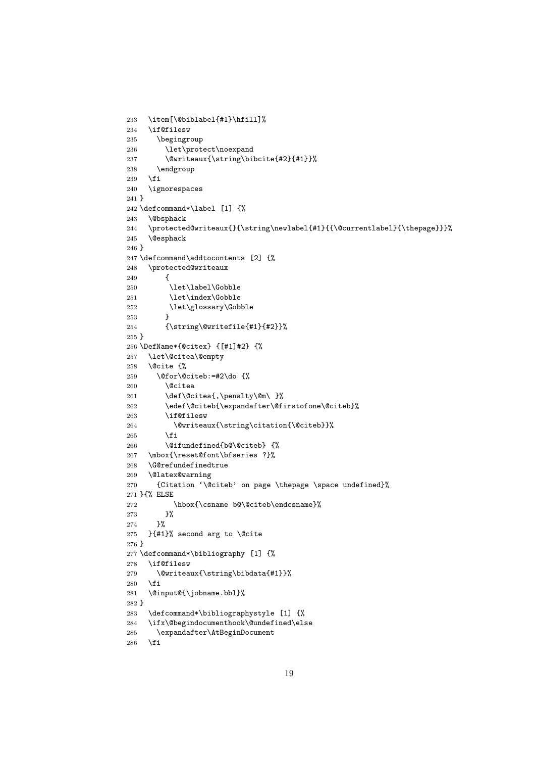```
233   \item[\@biblabel{#1}\hfill]%
234   \if@filesw
235     \begingroup
236       \let\protect\noexpand
237       \@writeaux{\string\bibcite{#2}{#1}}%
238     \endgroup
239   \fi
240   \ignorespaces
241 }
242 \defcommand*\label [1] {%
243   \@bsphack
244   \protected@writeaux{}{\string\newlabel{#1}{{\@currentlabel}{\thepage}}}%
245   \@esphack
246 }
247 \defcommand\addtocontents [2] {%
248   \protected@writeaux
249       {
250        \let\label\Gobble
251        \let\index\Gobble
252        \let\glossary\Gobble
253       }
254       {\string\@writefile{#1}{#2}}%
255 }
256 \DefName*{@citex} {[#1]#2} {%
257   \let\@citea\@empty
258   \@cite {%
259     \@for\@citeb:=#2\do {%
260       \@citea
261       \def\@citea{,\penalty\@m\ }%
262       \edef\@citeb{\expandafter\@firstofone\@citeb}%
263       \if@filesw
264         \@writeaux{\string\citation{\@citeb}}%
265       \fi
266       \@ifundefined{b@\@citeb} {%
267   \mbox{\reset@font\bfseries ?}%
268   \G@refundefinedtrue
269   \@latex@warning
270     {Citation `\@citeb' on page \thepage \space undefined}%
271 }{% ELSE
272         \hbox{\csname b@\@citeb\endcsname}%
273       }%
274     }%
275   }{#1}% second arg to \@cite
276 }
277 \defcommand*\bibliography [1] {%
278   \if@filesw
279     \@writeaux{\string\bibdata{#1}}%
280   \fi
281   \@input@{\jobname.bbl}%
282 }
283  \defcommand*\bibliographystyle [1] {%
284   \ifx\@begindocumenthook\@undefined\else
285     \expandafter\AtBeginDocument
286   \fi
```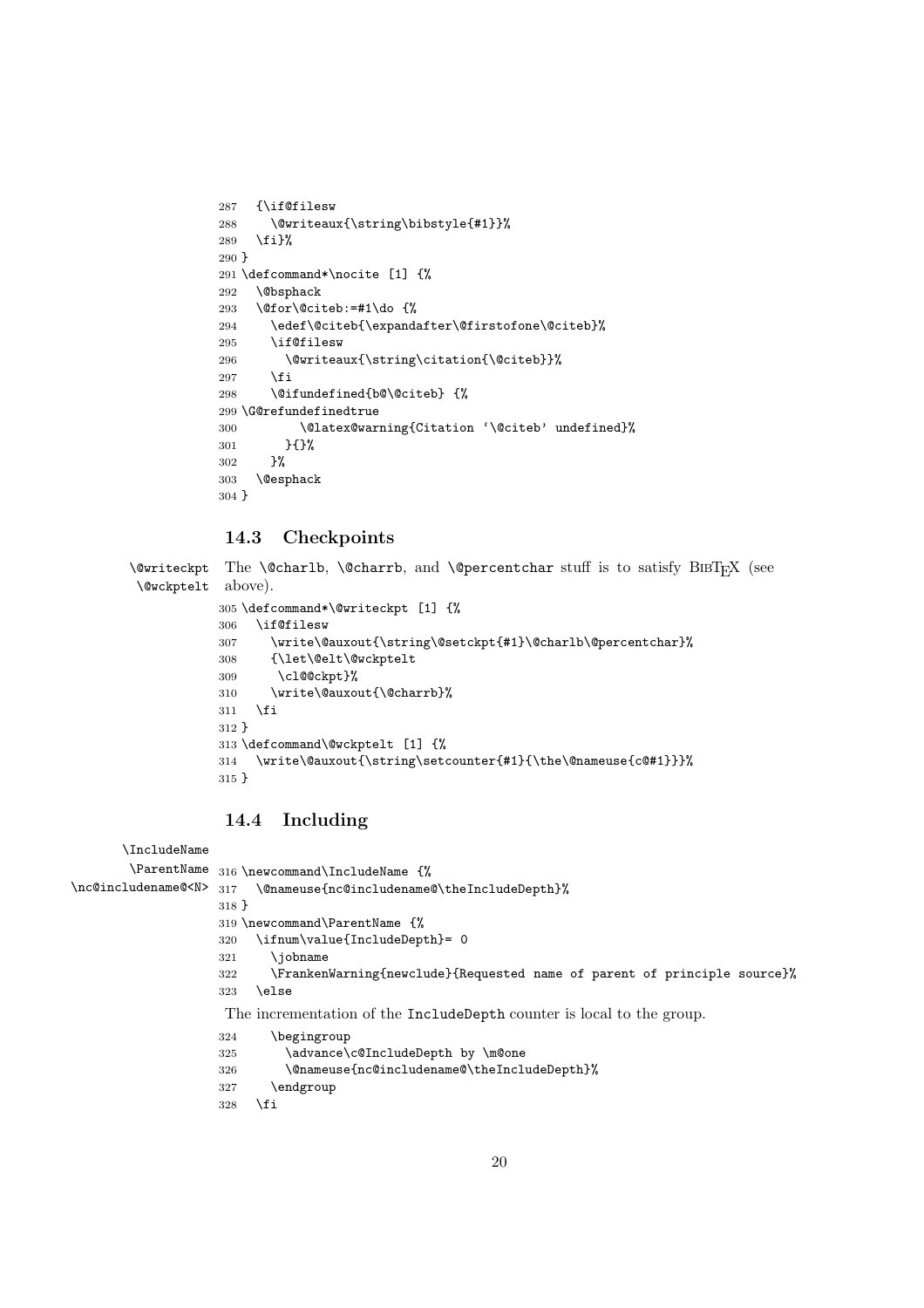```
287   {\if@filesw
288     \@writeaux{\string\bibstyle{#1}}%
289   \fi}%
290 }
291 \defcommand*\nocite [1] {%
292   \@bsphack
293   \@for\@citeb:=#1\do {%
294     \edef\@citeb{\expandafter\@firstofone\@citeb}%
295     \if@filesw
296       \@writeaux{\string\citation{\@citeb}}%
297     \fi
298     \@ifundefined{b@\@citeb} {%
299 \G@refundefinedtrue
300         \@latex@warning{Citation `\@citeb' undefined}%
301       }{}%
302     }%
303   \@esphack
304 }
```

## 14.3 Checkpoints

\@writeckpt
\@wckptelt

The \@charlb, \@charrb, and \@percentchar stuff is to satisfy BIBTEX (see above).

```
305 \defcommand*\@writeckpt [1] {%
306   \if@filesw
307     \write\@auxout{\string\@setckpt{#1}\@charlb\@percentchar}%
308     {\let\@elt\@wckptelt
309      \cl@@ckpt}%
310     \write\@auxout{\@charrb}%
311   \fi
312 }
313 \defcommand\@wckptelt [1] {%
314   \write\@auxout{\string\setcounter{#1}{\the\@nameuse{c@#1}}}%
315 }
```

## 14.4 Including

\IncludeName
\ParentName
\nc@includename@<N>

```
316 \newcommand\IncludeName {%
317   \@nameuse{nc@includename@\theIncludeDepth}%
318 }
319 \newcommand\ParentName {%
320   \ifnum\value{IncludeDepth}= 0
321     \jobname
322     \FrankenWarning{newclude}{Requested name of parent of principle source}%
323   \else
```

The incrementation of the IncludeDepth counter is local to the group.

```
324     \begingroup
325       \advance\c@IncludeDepth by \m@one
326       \@nameuse{nc@includename@\theIncludeDepth}%
327     \endgroup
328   \fi
```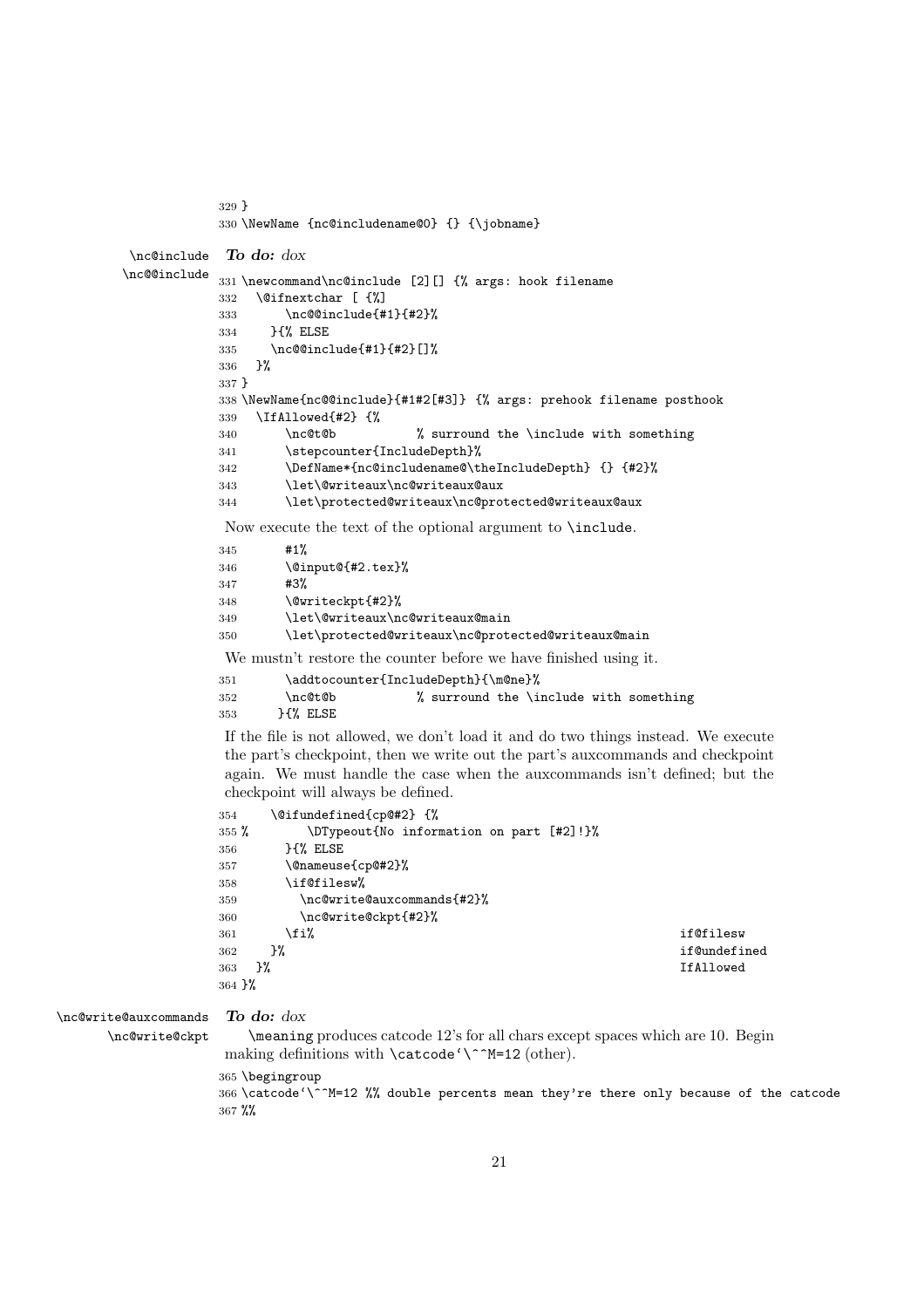```
329 }
330 \NewName {nc@includename@0} {} {\jobname}
```

\nc@include \nc@@include ***To do:*** *dox*

```
331 \newcommand\nc@include [2][] {% args: hook filename
332   \@ifnextchar [ {%]
333       \nc@@include{#1}{#2}%
334     }{% ELSE
335     \nc@@include{#1}{#2}[]%
336   }%
337 }
338 \NewName{nc@@include}{#1#2[#3]} {% args: prehook filename posthook
339   \IfAllowed{#2} {%
340       \nc@t@b           % surround the \include with something
341       \stepcounter{IncludeDepth}%
342       \DefName*{nc@includename@\theIncludeDepth} {} {#2}%
343       \let\@writeaux\nc@writeaux@aux
344       \let\protected@writeaux\nc@protected@writeaux@aux
```

Now execute the text of the optional argument to \include.

```
345       #1%
346       \@input@{#2.tex}%
347       #3%
348       \@writeckpt{#2}%
349       \let\@writeaux\nc@writeaux@main
350       \let\protected@writeaux\nc@protected@writeaux@main
```

We mustn't restore the counter before we have finished using it.

```
351       \addtocounter{IncludeDepth}{\m@ne}%
352       \nc@t@b           % surround the \include with something
353     }{% ELSE
```

If the file is not allowed, we don't load it and do two things instead. We execute the part's checkpoint, then we write out the part's auxcommands and checkpoint again. We must handle the case when the auxcommands isn't defined; but the checkpoint will always be defined.

```
354     \@ifundefined{cp@#2} {%
355 %        \DTypeout{No information on part [#2]!}%
356       }{% ELSE
357       \@nameuse{cp@#2}%
358       \if@filesw%
359         \nc@write@auxcommands{#2}%
360         \nc@write@ckpt{#2}%
361       \fi%                                                    if@filesw
362     }%                                                        if@undefined
363   }%                                                          IfAllowed
364 }%
```

\nc@write@auxcommands \nc@write@ckpt ***To do:*** *dox*

\meaning produces catcode 12's for all chars except spaces which are 10. Begin making definitions with \catcode`\^^M=12 (other).

```
365 \begingroup
366 \catcode`\^^M=12 %% double percents mean they're there only because of the catcode
367 %%
```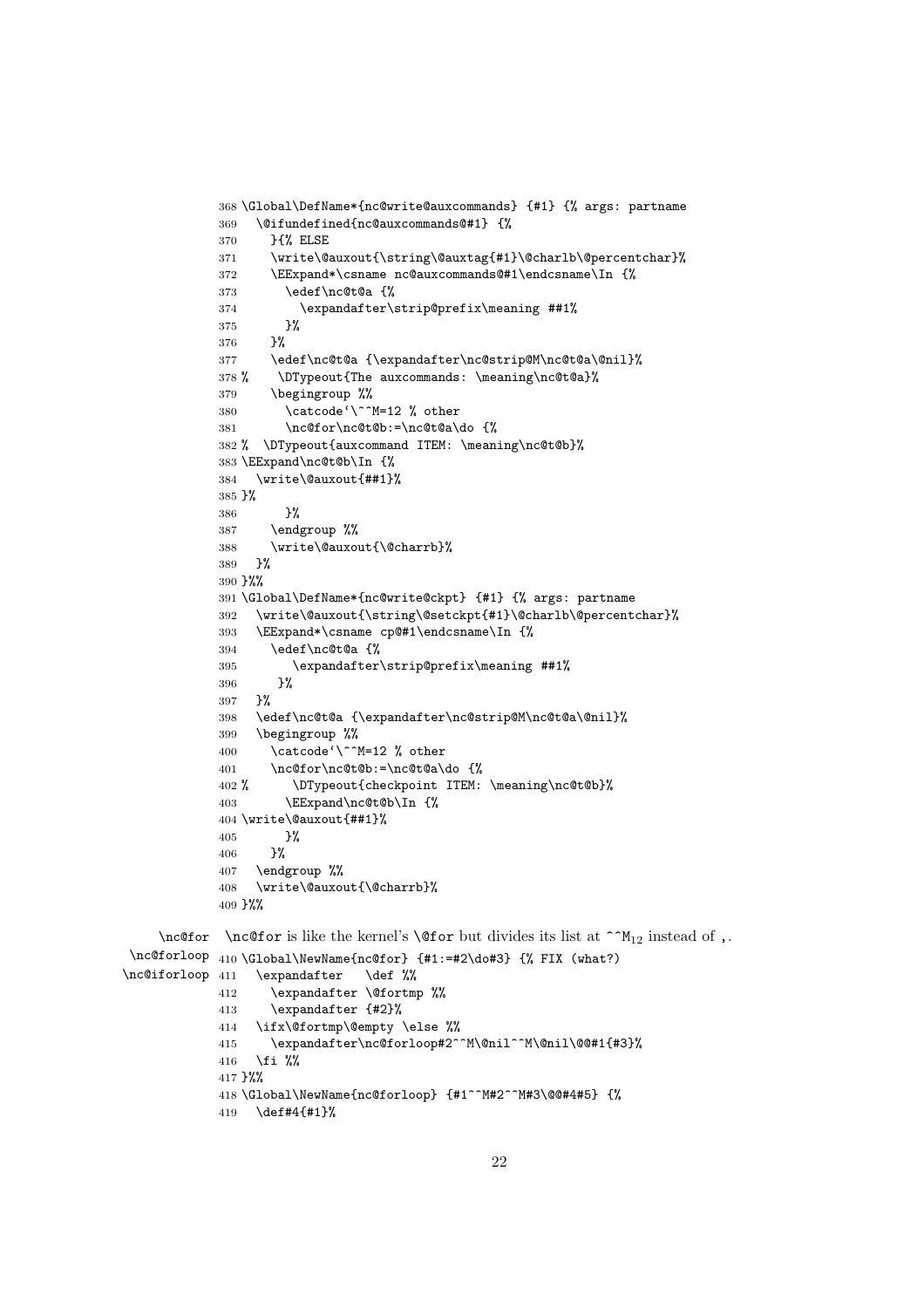```
368 \Global\DefName*{nc@write@auxcommands} {#1} {% args: partname
369   \@ifundefined{nc@auxcommands@#1} {%
370     }{% ELSE
371     \write\@auxout{\string\@auxtag{#1}\@charlb\@percentchar}%
372     \EExpand*\csname nc@auxcommands@#1\endcsname\In {%
373       \edef\nc@t@a {%
374         \expandafter\strip@prefix\meaning ##1%
375       }%
376     }%
377     \edef\nc@t@a {\expandafter\nc@strip@M\nc@t@a\@nil}%
378 %    \DTypeout{The auxcommands: \meaning\nc@t@a}%
379     \begingroup %%
380       \catcode`\^^M=12 % other
381       \nc@for\nc@t@b:=\nc@t@a\do {%
382 %  \DTypeout{auxcommand ITEM: \meaning\nc@t@b}%
383 \EExpand\nc@t@b\In {%
384   \write\@auxout{##1}%
385 }%
386       }%
387     \endgroup %%
388     \write\@auxout{\@charrb}%
389   }%
390 }%%
391 \Global\DefName*{nc@write@ckpt} {#1} {% args: partname
392   \write\@auxout{\string\@setckpt{#1}\@charlb\@percentchar}%
393   \EExpand*\csname cp@#1\endcsname\In {%
394     \edef\nc@t@a {%
395        \expandafter\strip@prefix\meaning ##1%
396      }%
397   }%
398   \edef\nc@t@a {\expandafter\nc@strip@M\nc@t@a\@nil}%
399   \begingroup %%
400     \catcode`\^^M=12 % other
401     \nc@for\nc@t@b:=\nc@t@a\do {%
402 %      \DTypeout{checkpoint ITEM: \meaning\nc@t@b}%
403       \EExpand\nc@t@b\In {%
404 \write\@auxout{##1}%
405       }%
406     }%
407   \endgroup %%
408   \write\@auxout{\@charrb}%
409 }%%
```

\nc@for \nc@forloop \nc@iforloop

\nc@for is like the kernel's \@for but divides its list at ^^M$_{12}$ instead of ,.

```
410 \Global\NewName{nc@for} {#1:=#2\do#3} {% FIX (what?)
411   \expandafter   \def %%
412     \expandafter \@fortmp %%
413     \expandafter {#2}%
414   \ifx\@fortmp\@empty \else %%
415     \expandafter\nc@forloop#2^^M\@nil^^M\@nil\@@#1{#3}%
416   \fi %%
417 }%%
418 \Global\NewName{nc@forloop} {#1^^M#2^^M#3\@@#4#5} {%
419   \def#4{#1}%
```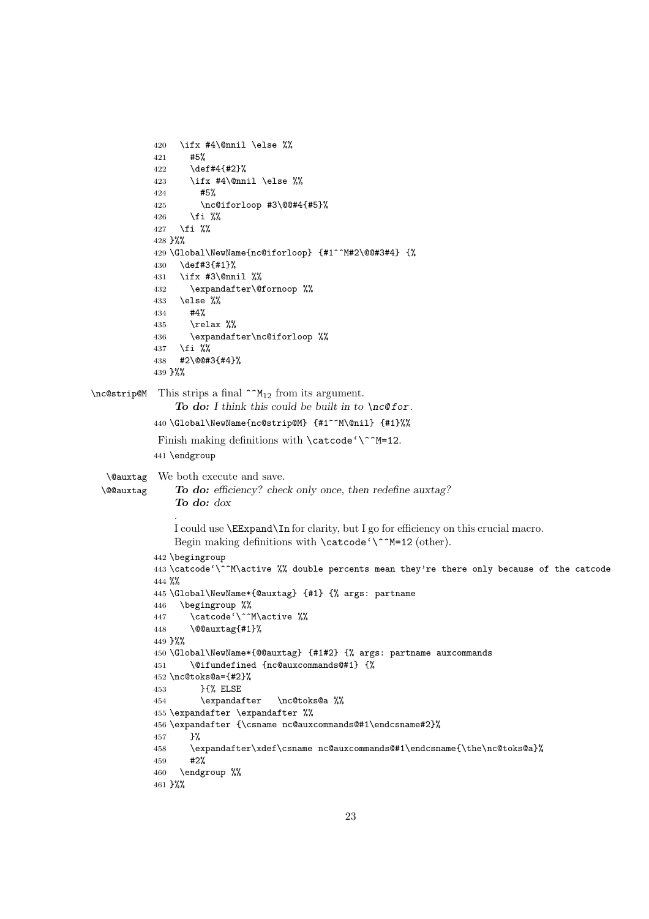```
420   \ifx #4\@nnil \else %%
421     #5%
422     \def#4{#2}%
423     \ifx #4\@nnil \else %%
424       #5%
425       \nc@iforloop #3\@@#4{#5}%
426     \fi %%
427   \fi %%
428 }%%
429 \Global\NewName{nc@iforloop} {#1^^M#2\@@#3#4} {%
430   \def#3{#1}%
431   \ifx #3\@nnil %%
432     \expandafter\@fornoop %%
433   \else %%
434     #4%
435     \relax %%
436     \expandafter\nc@iforloop %%
437   \fi %%
438   #2\@@#3{#4}%
439 }%%
```

\nc@strip@M This strips a final ^^M$_{12}$ from its argument.

***To do:*** *I think this could be built in to* `\nc@for`*.*

```
440 \Global\NewName{nc@strip@M} {#1^^M\@nil} {#1}%%
```

Finish making definitions with \catcode`\^^M=12.

```
441 \endgroup
```

\@auxtag \@@auxtag We both execute and save.

***To do:*** *efficiency? check only once, then redefine auxtag?*

***To do:*** *dox*

.

I could use \EExpand\In for clarity, but I go for efficiency on this crucial macro.

Begin making definitions with \catcode`\^^M=12 (other).

```
442 \begingroup
443 \catcode`\^^M\active %% double percents mean they're there only because of the catcode
444 %%
445 \Global\NewName*{@auxtag} {#1} {% args: partname
446   \begingroup %%
447     \catcode`\^^M\active %%
448     \@@auxtag{#1}%
449 }%%
450 \Global\NewName*{@@auxtag} {#1#2} {% args: partname auxcommands
451     \@ifundefined {nc@auxcommands@#1} {%
452 \nc@toks@a={#2}%
453       }{% ELSE
454       \expandafter   \nc@toks@a %%
455 \expandafter \expandafter %%
456 \expandafter {\csname nc@auxcommands@#1\endcsname#2}%
457     }%
458     \expandafter\xdef\csname nc@auxcommands@#1\endcsname{\the\nc@toks@a}%
459     #2%
460   \endgroup %%
461 }%%
```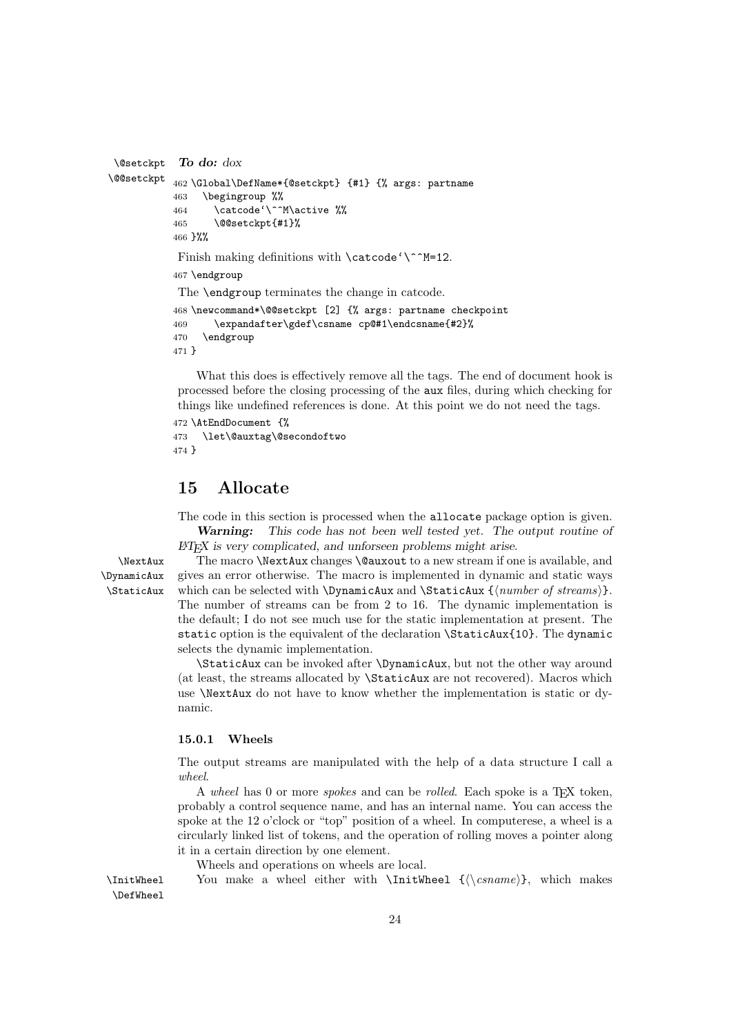\@setckpt **To do:** *dox*
\@@setckpt

```
462 \Global\DefName*{@setckpt} {#1} {% args: partname
463   \begingroup %%
464     \catcode`\^^M\active %%
465     \@@setckpt{#1}%
466 }%%
```

Finish making definitions with `\catcode`\^^M=12`.

```
467 \endgroup
```

The `\endgroup` terminates the change in catcode.

```
468 \newcommand*\@@setckpt [2] {% args: partname checkpoint
469     \expandafter\gdef\csname cp@#1\endcsname{#2}%
470   \endgroup
471 }
```

What this does is effectively remove all the tags. The end of document hook is processed before the closing processing of the aux files, during which checking for things like undefined references is done. At this point we do not need the tags.

```
472 \AtEndDocument {%
473   \let\@auxtag\@secondoftwo
474 }
```

# 15 Allocate

The code in this section is processed when the `allocate` package option is given.

***Warning:*** *This code has not been well tested yet. The output routine of LaTeX is very complicated, and unforseen problems might arise.*

\NextAux \DynamicAux \StaticAux

The macro `\NextAux` changes `\@auxout` to a new stream if one is available, and gives an error otherwise. The macro is implemented in dynamic and static ways which can be selected with `\DynamicAux` and `\StaticAux` {⟨*number of streams*⟩}. The number of streams can be from 2 to 16. The dynamic implementation is the default; I do not see much use for the static implementation at present. The `static` option is the equivalent of the declaration `\StaticAux{10}`. The `dynamic` selects the dynamic implementation.

`\StaticAux` can be invoked after `\DynamicAux`, but not the other way around (at least, the streams allocated by `\StaticAux` are not recovered). Macros which use `\NextAux` do not have to know whether the implementation is static or dynamic.

### 15.0.1 Wheels

The output streams are manipulated with the help of a data structure I call a *wheel*.

A *wheel* has 0 or more *spokes* and can be *rolled*. Each spoke is a TeX token, probably a control sequence name, and has an internal name. You can access the spoke at the 12 o'clock or "top" position of a wheel. In computerese, a wheel is a circularly linked list of tokens, and the operation of rolling moves a pointer along it in a certain direction by one element.

Wheels and operations on wheels are local.

\InitWheel \DefWheel

You make a wheel either with `\InitWheel` {⟨\*csname*⟩}, which makes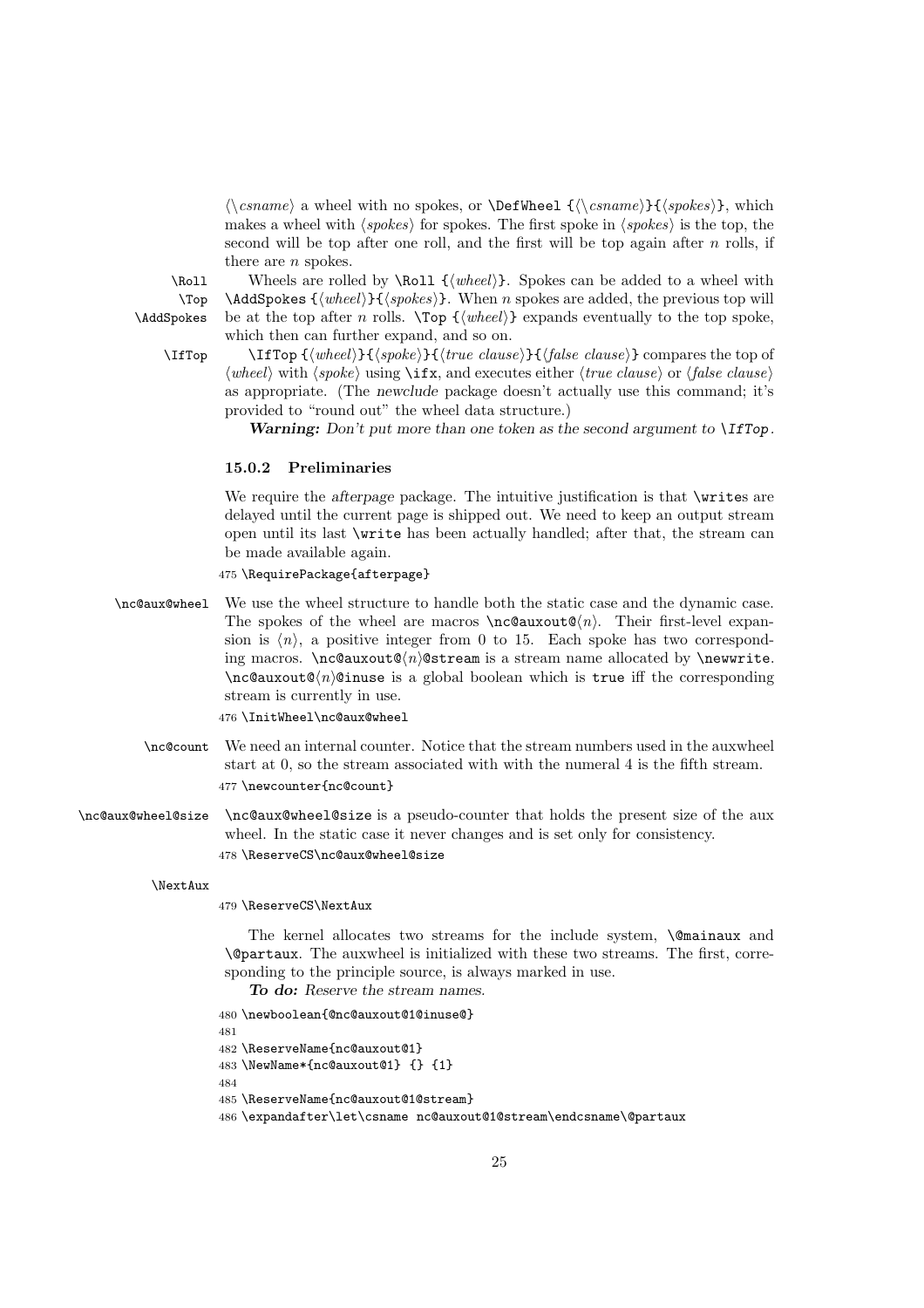⟨\csname⟩ a wheel with no spokes, or `\DefWheel {⟨\csname⟩}{⟨spokes⟩}`, which makes a wheel with ⟨spokes⟩ for spokes. The first spoke in ⟨spokes⟩ is the top, the second will be top after one roll, and the first will be top again after $n$ rolls, if there are $n$ spokes.

`\Roll` `\Top` `\AddSpokes` Wheels are rolled by `\Roll {⟨wheel⟩}`. Spokes can be added to a wheel with `\AddSpokes {⟨wheel⟩}{⟨spokes⟩}`. When $n$ spokes are added, the previous top will be at the top after $n$ rolls. `\Top {⟨wheel⟩}` expands eventually to the top spoke, which then can further expand, and so on.

`\IfTop` `\IfTop {⟨wheel⟩}{⟨spoke⟩}{⟨true clause⟩}{⟨false clause⟩}` compares the top of ⟨wheel⟩ with ⟨spoke⟩ using `\ifx`, and executes either ⟨true clause⟩ or ⟨false clause⟩ as appropriate. (The *newclude* package doesn't actually use this command; it's provided to "round out" the wheel data structure.)

***Warning:*** *Don't put more than one token as the second argument to* `\IfTop`.

### 15.0.2 Preliminaries

We require the *afterpage* package. The intuitive justification is that `\write`s are delayed until the current page is shipped out. We need to keep an output stream open until its last `\write` has been actually handled; after that, the stream can be made available again.

```
475 \RequirePackage{afterpage}
```

`\nc@aux@wheel` We use the wheel structure to handle both the static case and the dynamic case. The spokes of the wheel are macros `\nc@auxout@⟨n⟩`. Their first-level expansion is ⟨n⟩, a positive integer from 0 to 15. Each spoke has two corresponding macros. `\nc@auxout@⟨n⟩@stream` is a stream name allocated by `\newwrite`. `\nc@auxout@⟨n⟩@inuse` is a global boolean which is `true` iff the corresponding stream is currently in use.

```
476 \InitWheel\nc@aux@wheel
```

`\nc@count` We need an internal counter. Notice that the stream numbers used in the auxwheel start at 0, so the stream associated with with the numeral 4 is the fifth stream.

```
477 \newcounter{nc@count}
```

`\nc@aux@wheel@size` `\nc@aux@wheel@size` is a pseudo-counter that holds the present size of the aux wheel. In the static case it never changes and is set only for consistency.

```
478 \ReserveCS\nc@aux@wheel@size
```

`\NextAux`

```
479 \ReserveCS\NextAux
```

The kernel allocates two streams for the include system, `\@mainaux` and `\@partaux`. The auxwheel is initialized with these two streams. The first, corresponding to the principle source, is always marked in use.

***To do:*** *Reserve the stream names.*

```
480 \newboolean{@nc@auxout@1@inuse@}
481
482 \ReserveName{nc@auxout@1}
483 \NewName*{nc@auxout@1} {} {1}
484
485 \ReserveName{nc@auxout@1@stream}
486 \expandafter\let\csname nc@auxout@1@stream\endcsname\@partaux
```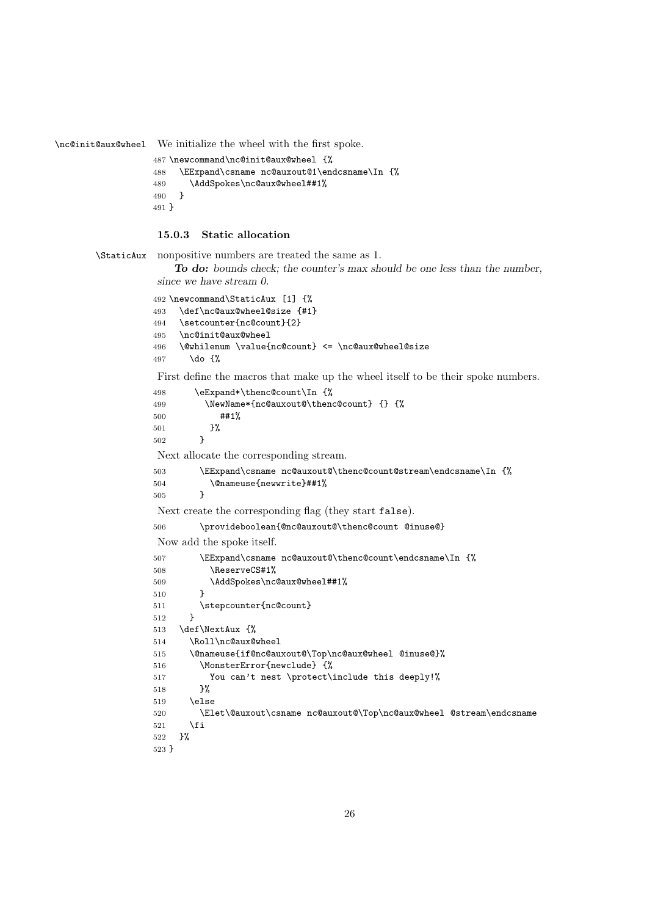\nc@init@aux@wheel We initialize the wheel with the first spoke.

```
487 \newcommand\nc@init@aux@wheel {%
488   \EExpand\csname nc@auxout@1\endcsname\In {%
489     \AddSpokes\nc@aux@wheel##1%
490   }
491 }
```

### 15.0.3 Static allocation

\StaticAux nonpositive numbers are treated the same as 1.

***To do:*** *bounds check; the counter's max should be one less than the number, since we have stream 0.*

```
492 \newcommand\StaticAux [1] {%
493   \def\nc@aux@wheel@size {#1}
494   \setcounter{nc@count}{2}
495   \nc@init@aux@wheel
496   \@whilenum \value{nc@count} <= \nc@aux@wheel@size
497     \do {%
```

First define the macros that make up the wheel itself to be their spoke numbers.

```
498       \eExpand*\thenc@count\In {%
499         \NewName*{nc@auxout@\thenc@count} {} {%
500           ##1%
501         }%
502       }
```

Next allocate the corresponding stream.

```
503       \EExpand\csname nc@auxout@\thenc@count@stream\endcsname\In {%
504         \@nameuse{newwrite}##1%
505       }
```

Next create the corresponding flag (they start `false`).

```
506       \provideboolean{@nc@auxout@\thenc@count @inuse@}
```

Now add the spoke itself.

```
507       \EExpand\csname nc@auxout@\thenc@count\endcsname\In {%
508         \ReserveCS#1%
509         \AddSpokes\nc@aux@wheel##1%
510       }
511       \stepcounter{nc@count}
512     }
513   \def\NextAux {%
514     \Roll\nc@aux@wheel
515     \@nameuse{if@nc@auxout@\Top\nc@aux@wheel @inuse@}%
516       \MonsterError{newclude} {%
517         You can't nest \protect\include this deeply!%
518       }%
519     \else
520       \Elet\@auxout\csname nc@auxout@\Top\nc@aux@wheel @stream\endcsname
521     \fi
522   }%
523 }
```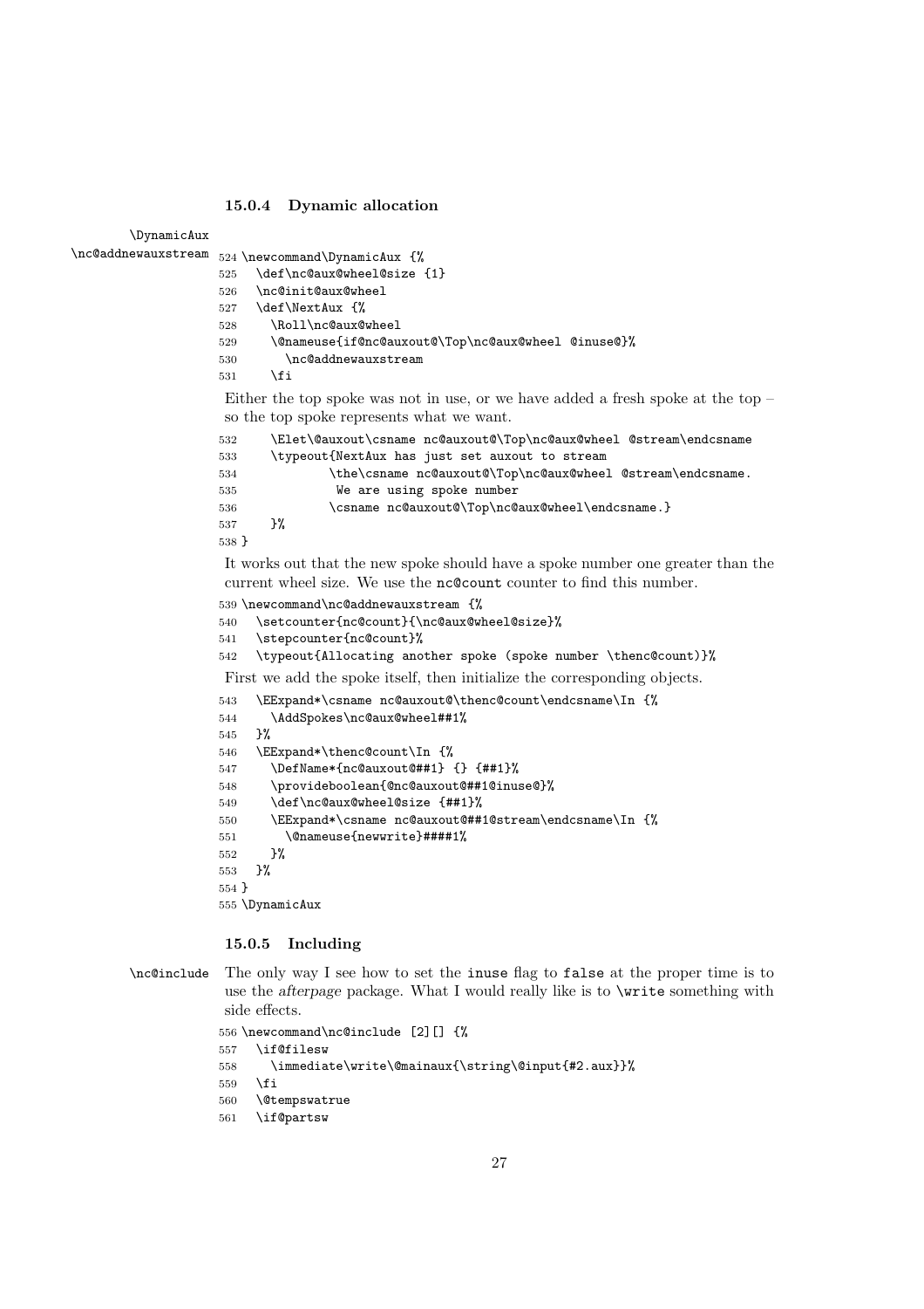### 15.0.4 Dynamic allocation

\DynamicAux
\nc@addnewauxstream

```
524 \newcommand\DynamicAux {%
525   \def\nc@aux@wheel@size {1}
526   \nc@init@aux@wheel
527   \def\NextAux {%
528     \Roll\nc@aux@wheel
529     \@nameuse{if@nc@auxout@\Top\nc@aux@wheel @inuse@}%
530       \nc@addnewauxstream
531     \fi
```

Either the top spoke was not in use, or we have added a fresh spoke at the top – so the top spoke represents what we want.

```
532     \Elet\@auxout\csname nc@auxout@\Top\nc@aux@wheel @stream\endcsname
533     \typeout{NextAux has just set auxout to stream
534             \the\csname nc@auxout@\Top\nc@aux@wheel @stream\endcsname.
535              We are using spoke number
536             \csname nc@auxout@\Top\nc@aux@wheel\endcsname.}
537     }%
538 }
```

It works out that the new spoke should have a spoke number one greater than the current wheel size. We use the nc@count counter to find this number.

```
539 \newcommand\nc@addnewauxstream {%
540   \setcounter{nc@count}{\nc@aux@wheel@size}%
541   \stepcounter{nc@count}%
542   \typeout{Allocating another spoke (spoke number \thenc@count)}%
```

First we add the spoke itself, then initialize the corresponding objects.

```
543   \EExpand*\csname nc@auxout@\thenc@count\endcsname\In {%
544     \AddSpokes\nc@aux@wheel##1%
545   }%
546   \EExpand*\thenc@count\In {%
547     \DefName*{nc@auxout@##1} {} {##1}%
548     \provideboolean{@nc@auxout@##1@inuse@}%
549     \def\nc@aux@wheel@size {##1}%
550     \EExpand*\csname nc@auxout@##1@stream\endcsname\In {%
551       \@nameuse{newwrite}####1%
552     }%
553   }%
554 }
555 \DynamicAux
```

### 15.0.5 Including

\nc@include The only way I see how to set the inuse flag to false at the proper time is to use the *afterpage* package. What I would really like is to \write something with side effects.

```
556 \newcommand\nc@include [2][] {%
557   \if@filesw
558     \immediate\write\@mainaux{\string\@input{#2.aux}}%
559   \fi
560   \@tempswatrue
561   \if@partsw
```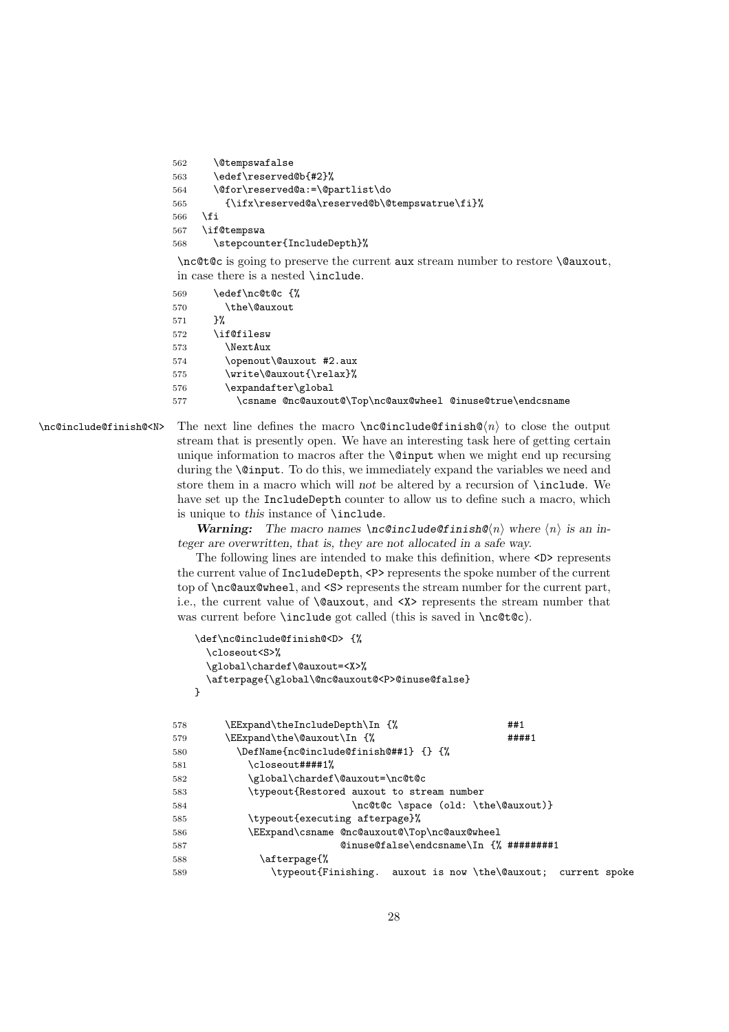```
562     \@tempswafalse
563     \edef\reserved@b{#2}%
564     \@for\reserved@a:=\@partlist\do
565       {\ifx\reserved@a\reserved@b\@tempswatrue\fi}%
566   \fi
567   \if@tempswa
568     \stepcounter{IncludeDepth}%
```

\nc@t@c is going to preserve the current aux stream number to restore \@auxout, in case there is a nested \include.

```
569     \edef\nc@t@c {%
570       \the\@auxout
571     }%
572     \if@filesw
573       \NextAux
574       \openout\@auxout #2.aux
575       \write\@auxout{\relax}%
576       \expandafter\global
577         \csname @nc@auxout@\Top\nc@aux@wheel @inuse@true\endcsname
```

\nc@include@finish@<N>

The next line defines the macro \nc@include@finish@⟨n⟩ to close the output stream that is presently open. We have an interesting task here of getting certain unique information to macros after the \@input when we might end up recursing during the \@input. To do this, we immediately expand the variables we need and store them in a macro which will *not* be altered by a recursion of \include. We have set up the IncludeDepth counter to allow us to define such a macro, which is unique to *this* instance of \include.

***Warning:*** *The macro names \nc@include@finish@⟨n⟩ where ⟨n⟩ is an integer are overwritten, that is, they are not allocated in a safe way.*

The following lines are intended to make this definition, where <D> represents the current value of IncludeDepth, <P> represents the spoke number of the current top of \nc@aux@wheel, and <S> represents the stream number for the current part, i.e., the current value of \@auxout, and <X> represents the stream number that was current before \include got called (this is saved in \nc@t@c).

```
\def\nc@include@finish@<D> {%
  \closeout<S>%
  \global\chardef\@auxout=<X>%
  \afterpage{\global\@nc@auxout@<P>@inuse@false}
}
```

```
578       \EExpand\theIncludeDepth\In {%                    ##1
579       \EExpand\the\@auxout\In {%                        ####1
580         \DefName{nc@include@finish@##1} {} {%
581           \closeout####1%
582           \global\chardef\@auxout=\nc@t@c
583           \typeout{Restored auxout to stream number
584                           \nc@t@c \space (old: \the\@auxout)}
585           \typeout{executing afterpage}%
586           \EExpand\csname @nc@auxout@\Top\nc@aux@wheel
587                        @inuse@false\endcsname\In {% ########1
588             \afterpage{%
589               \typeout{Finishing.  auxout is now \the\@auxout;  current spoke
```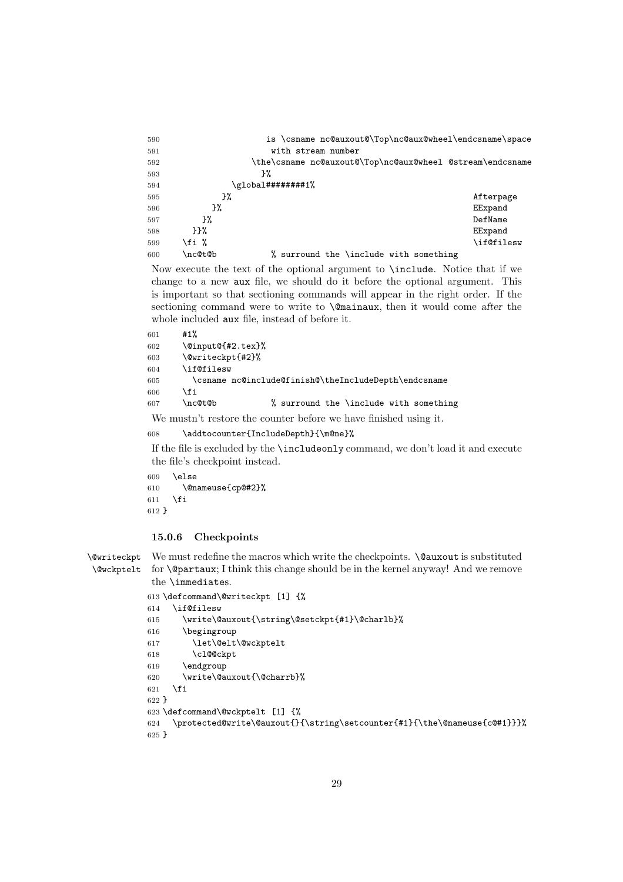```
590                     is \csname nc@auxout@\Top\nc@aux@wheel\endcsname\space
591                      with stream number
592                  \the\csname nc@auxout@\Top\nc@aux@wheel @stream\endcsname
593                    }%
594              \global########1%
595            }%                                                  Afterpage
596          }%                                                    EExpand
597        }%                                                      DefName
598      }}%                                                       EExpand
599    \fi %                                                       \if@filesw
600    \nc@t@b           % surround the \include with something
```

Now execute the text of the optional argument to `\include`. Notice that if we change to a new `aux` file, we should do it before the optional argument. This is important so that sectioning commands will appear in the right order. If the sectioning command were to write to `\@mainaux`, then it would come *after* the whole included `aux` file, instead of before it.

```
601    #1%
602    \@input@{#2.tex}%
603    \@writeckpt{#2}%
604    \if@filesw
605      \csname nc@include@finish@\theIncludeDepth\endcsname
606    \fi
607    \nc@t@b           % surround the \include with something
```

We mustn't restore the counter before we have finished using it.

```
608    \addtocounter{IncludeDepth}{\m@ne}%
```

If the file is excluded by the `\includeonly` command, we don't load it and execute the file's checkpoint instead.

```
609  \else
610    \@nameuse{cp@#2}%
611  \fi
612 }
```

### 15.0.6 Checkpoints

`\@writeckpt` `\@wckptelt` We must redefine the macros which write the checkpoints. `\@auxout` is substituted for `\@partaux`; I think this change should be in the kernel anyway! And we remove the `\immediate`s.

```
613 \defcommand\@writeckpt [1] {%
614   \if@filesw
615     \write\@auxout{\string\@setckpt{#1}\@charlb}%
616     \begingroup
617       \let\@elt\@wckptelt
618       \cl@@ckpt
619     \endgroup
620     \write\@auxout{\@charrb}%
621   \fi
622 }
623 \defcommand\@wckptelt [1] {%
624   \protected@write\@auxout{}{\string\setcounter{#1}{\the\@nameuse{c@#1}}}%
625 }
```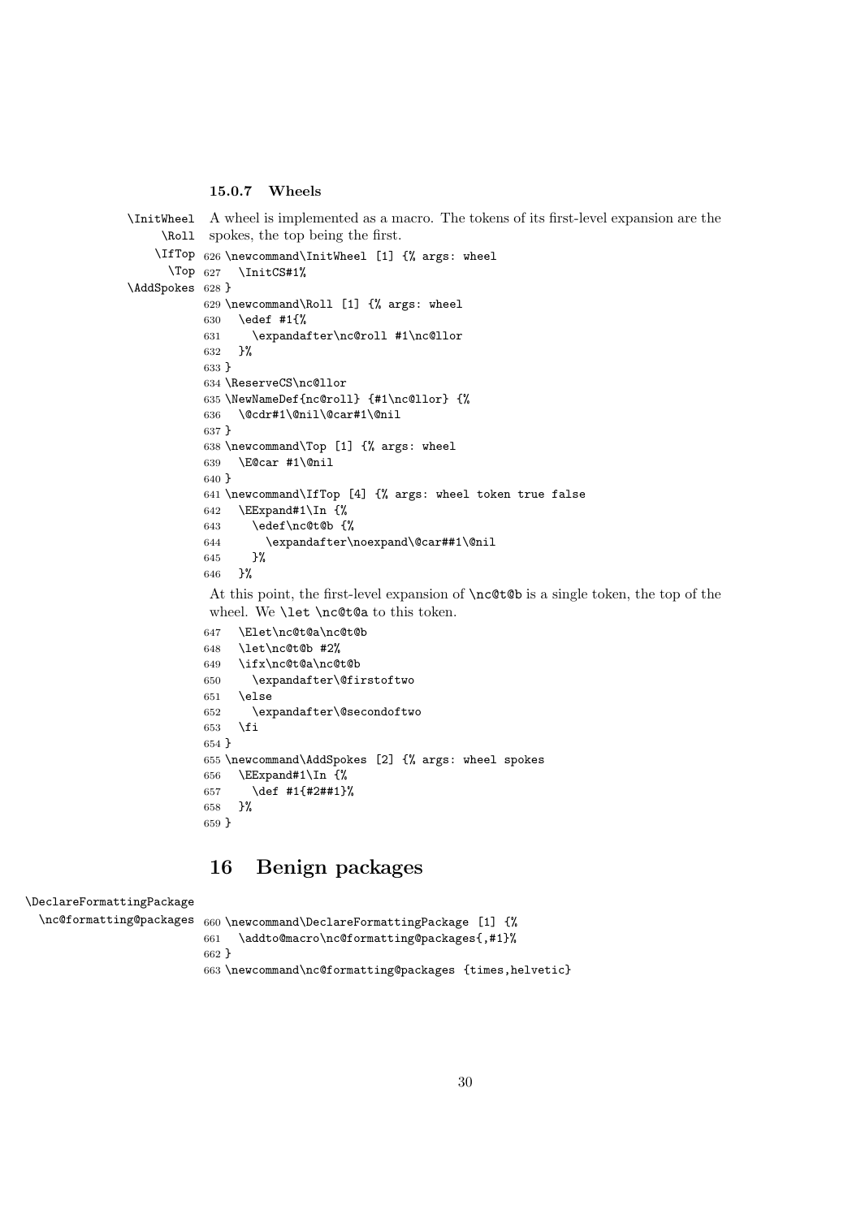#### 15.0.7 Wheels

\InitWheel \Roll \IfTop \Top \AddSpokes

A wheel is implemented as a macro. The tokens of its first-level expansion are the spokes, the top being the first.

```
626 \newcommand\InitWheel [1] {% args: wheel
627   \InitCS#1%
628 }
629 \newcommand\Roll [1] {% args: wheel
630   \edef #1{%
631     \expandafter\nc@roll #1\nc@llor
632   }%
633 }
634 \ReserveCS\nc@llor
635 \NewNameDef{nc@roll} {#1\nc@llor} {%
636   \@cdr#1\@nil\@car#1\@nil
637 }
638 \newcommand\Top [1] {% args: wheel
639   \E@car #1\@nil
640 }
641 \newcommand\IfTop [4] {% args: wheel token true false
642   \EExpand#1\In {%
643     \edef\nc@t@b {%
644       \expandafter\noexpand\@car##1\@nil
645     }%
646   }%
```

At this point, the first-level expansion of \nc@t@b is a single token, the top of the wheel. We \let \nc@t@a to this token.

```
647   \Elet\nc@t@a\nc@t@b
648   \let\nc@t@b #2%
649   \ifx\nc@t@a\nc@t@b
650     \expandafter\@firstoftwo
651   \else
652     \expandafter\@secondoftwo
653   \fi
654 }
655 \newcommand\AddSpokes [2] {% args: wheel spokes
656   \EExpand#1\In {%
657     \def #1{#2##1}%
658   }%
659 }
```

# 16 Benign packages

\DeclareFormattingPackage \nc@formatting@packages

```
660 \newcommand\DeclareFormattingPackage [1] {%
661   \addto@macro\nc@formatting@packages{,#1}%
662 }
663 \newcommand\nc@formatting@packages {times,helvetic}
```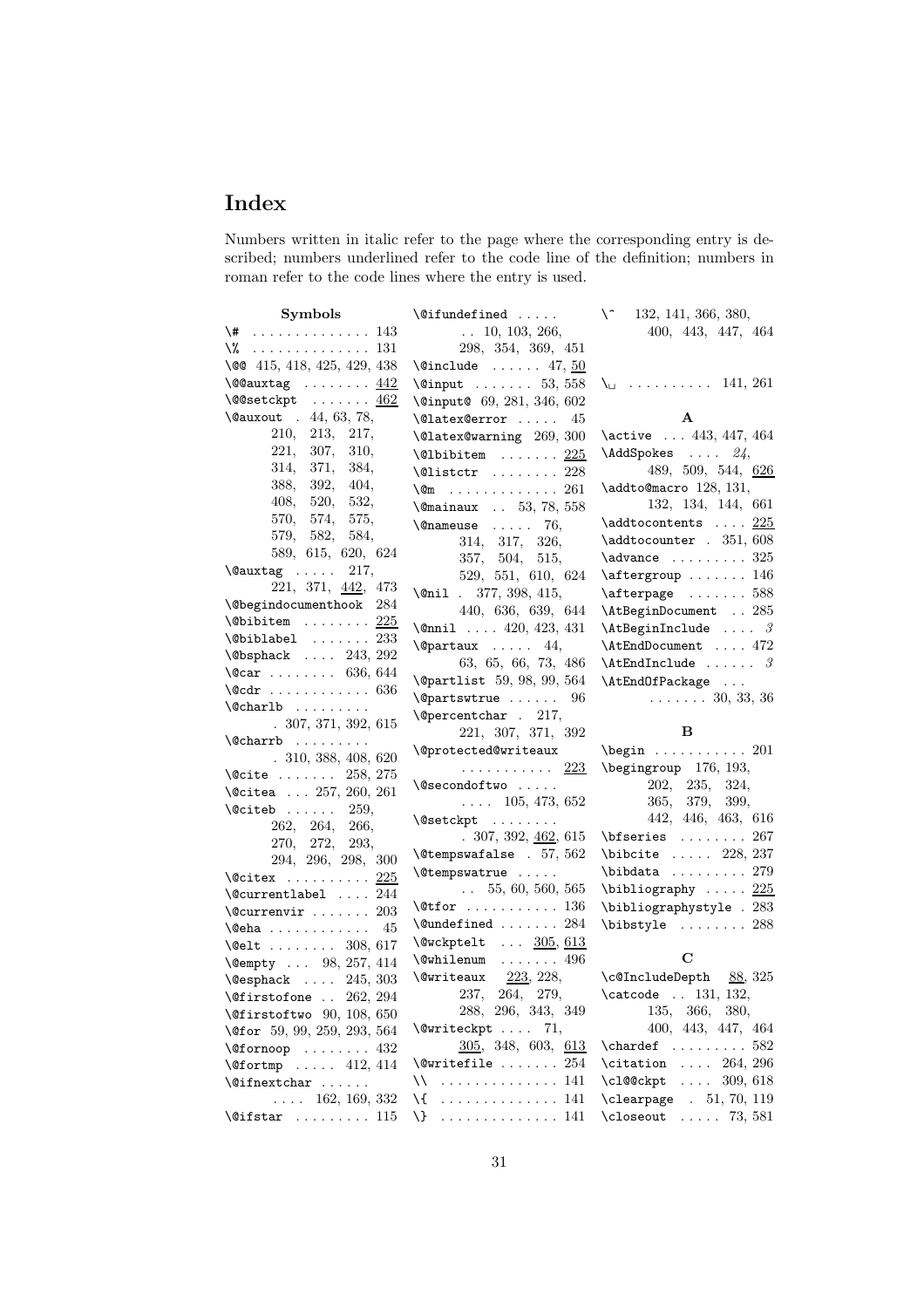# Index

Numbers written in italic refer to the page where the corresponding entry is described; numbers underlined refer to the code line of the definition; numbers in roman refer to the code lines where the entry is used.

**Symbols**

`\#` . . . . . . . . . . . . . . 143
`\%` . . . . . . . . . . . . . . 131
`\@@` 415, 418, 425, 429, 438
`\@@auxtag` . . . . . . . . 442
`\@@setckpt` . . . . . . . 462
`\@auxout` . 44, 63, 78, 210, 213, 217, 221, 307, 310, 314, 371, 384, 388, 392, 404, 408, 520, 532, 570, 574, 575, 579, 582, 584, 589, 615, 620, 624
`\@auxtag` . . . . . 217, 221, 371, 442, 473
`\@begindocumenthook` 284
`\@bibitem` . . . . . . . . 225
`\@biblabel` . . . . . . . 233
`\@bsphack` . . . . 243, 292
`\@car` . . . . . . . . 636, 644
`\@cdr` . . . . . . . . . . . . 636
`\@charlb` . . . . . . . . . . 307, 371, 392, 615
`\@charrb` . . . . . . . . . . 310, 388, 408, 620
`\@cite` . . . . . . . 258, 275
`\@citea` . . . 257, 260, 261
`\@citeb` . . . . . . 259, 262, 264, 266, 270, 272, 293, 294, 296, 298, 300
`\@citex` . . . . . . . . . . 225
`\@currentlabel` . . . . 244
`\@currenvir` . . . . . . . 203
`\@eha` . . . . . . . . . . . . 45
`\@elt` . . . . . . . . 308, 617
`\@empty` . . . 98, 257, 414
`\@esphack` . . . . 245, 303
`\@firstofone` . . 262, 294
`\@firstoftwo` 90, 108, 650
`\@for` 59, 99, 259, 293, 564
`\@fornoop` . . . . . . . . 432
`\@fortmp` . . . . . 412, 414
`\@ifnextchar` . . . . . . . . . . 162, 169, 332
`\@ifstar` . . . . . . . . . 115
`\@ifundefined` . . . . . . . 10, 103, 266, 298, 354, 369, 451
`\@include` . . . . . . 47, 50
`\@input` . . . . . . . 53, 558
`\@input@` 69, 281, 346, 602
`\@latex@error` . . . . . 45
`\@latex@warning` 269, 300
`\@lbibitem` . . . . . . . 225
`\@listctr` . . . . . . . . 228
`\@m` . . . . . . . . . . . . . 261
`\@mainaux` . . 53, 78, 558
`\@nameuse` . . . . . 76, 314, 317, 326, 357, 504, 515, 529, 551, 610, 624
`\@nil` . 377, 398, 415, 440, 636, 639, 644
`\@nnil` . . . . 420, 423, 431
`\@partaux` . . . . . 44, 63, 65, 66, 73, 486
`\@partlist` 59, 98, 99, 564
`\@partswtrue` . . . . . . 96
`\@percentchar` . 217, 221, 307, 371, 392
`\@protected@writeaux` . . . . . . . . . . . 223
`\@secondoftwo` . . . . . . . . . 105, 473, 652
`\@setckpt` . . . . . . . . . 307, 392, 462, 615
`\@tempswafalse` . 57, 562
`\@tempswatrue` . . . . . . . 55, 60, 560, 565
`\@tfor` . . . . . . . . . . . 136
`\@undefined` . . . . . . . 284
`\@wckptelt` . . . 305, 613
`\@whilenum` . . . . . . . 496
`\@writeaux` . . 223, 228, 237, 264, 279, 288, 296, 343, 349
`\@writeckpt` . . . . 71, 305, 348, 603, 613
`\@writefile` . . . . . . . 254
`\\` . . . . . . . . . . . . . . 141
`\{` . . . . . . . . . . . . . . 141
`\}` . . . . . . . . . . . . . . 141
`\^` 132, 141, 366, 380, 400, 443, 447, 464
`\␣` . . . . . . . . . . 141, 261

**A**

`\active` . . . 443, 447, 464
`\AddSpokes` . . . . *24*, 489, 509, 544, 626
`\addto@macro` 128, 131, 132, 134, 144, 661
`\addtocontents` . . . . 225
`\addtocounter` . 351, 608
`\advance` . . . . . . . . . 325
`\aftergroup` . . . . . . . 146
`\afterpage` . . . . . . . 588
`\AtBeginDocument` . . 285
`\AtBeginInclude` . . . . *3*
`\AtEndDocument` . . . . 472
`\AtEndInclude` . . . . . . *3*
`\AtEndOfPackage` . . . . . . . . . . 30, 33, 36

**B**

`\begin` . . . . . . . . . . . 201
`\begingroup` 176, 193, 202, 235, 324, 365, 379, 399, 442, 446, 463, 616
`\bfseries` . . . . . . . . 267
`\bibcite` . . . . . 228, 237
`\bibdata` . . . . . . . . . 279
`\bibliography` . . . . . 225
`\bibliographystyle` . 283
`\bibstyle` . . . . . . . . 288

**C**

`\c@IncludeDepth` 88, 325
`\catcode` . . 131, 132, 135, 366, 380, 400, 443, 447, 464
`\chardef` . . . . . . . . . 582
`\citation` . . . . 264, 296
`\cl@@ckpt` . . . . 309, 618
`\clearpage` . 51, 70, 119
`\closeout` . . . . . 73, 581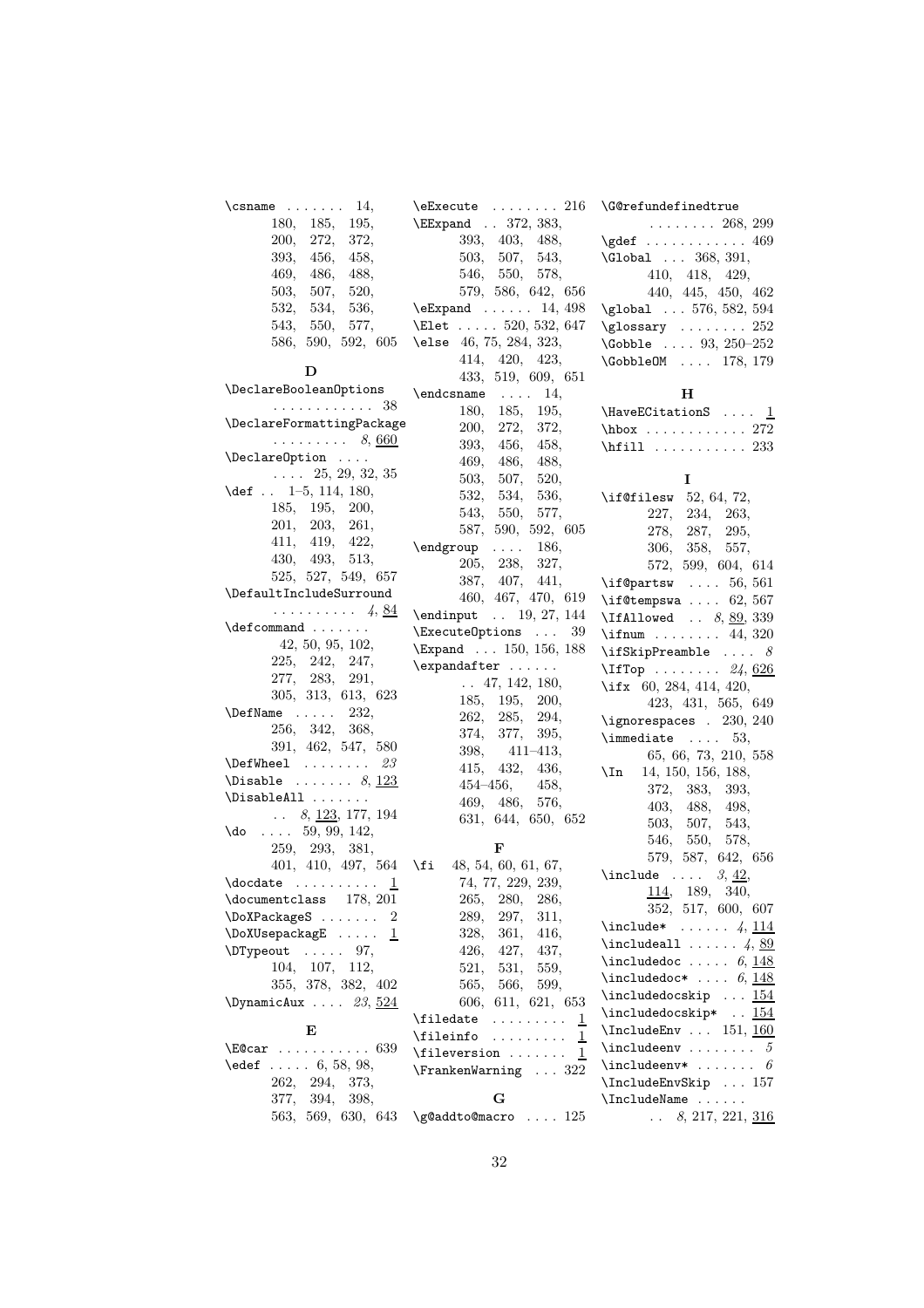\csname . . . . . . . 14, 180, 185, 195, 200, 272, 372, 393, 456, 458, 469, 486, 488, 503, 507, 520, 532, 534, 536, 543, 550, 577, 586, 590, 592, 605

**D**

\DeclareBooleanOptions . . . . . . . . . . . . 38
\DeclareFormattingPackage . . . . . . . . . *8*, <u>660</u>
\DeclareOption . . . . . . . . 25, 29, 32, 35
\def . . 1–5, 114, 180, 185, 195, 200, 201, 203, 261, 411, 419, 422, 430, 493, 513, 525, 527, 549, 657
\DefaultIncludeSurround . . . . . . . . . . *4*, <u>84</u>
\defcommand . . . . . . . 42, 50, 95, 102, 225, 242, 247, 277, 283, 291, 305, 313, 613, 623
\DefName . . . . . 232, 256, 342, 368, 391, 462, 547, 580
\DefWheel . . . . . . . . *23*
\Disable . . . . . . . *8*, <u>123</u>
\DisableAll . . . . . . . . . *8*, <u>123</u>, 177, 194
\do . . . . 59, 99, 142, 259, 293, 381, 401, 410, 497, 564
\docdate . . . . . . . . . . <u>1</u>
\documentclass 178, 201
\DoXPackageS . . . . . . . 2
\DoXUsepackagE . . . . . <u>1</u>
\DTypeout . . . . . 97, 104, 107, 112, 355, 378, 382, 402
\DynamicAux . . . . *23*, <u>524</u>

**E**

\E@car . . . . . . . . . . . 639
\edef . . . . . 6, 58, 98, 262, 294, 373, 377, 394, 398, 563, 569, 630, 643
\eExecute . . . . . . . . 216
\EExpand . . 372, 383, 393, 403, 488, 503, 507, 543, 546, 550, 578, 579, 586, 642, 656
\eExpand . . . . . . 14, 498
\Elet . . . . . 520, 532, 647
\else 46, 75, 284, 323, 414, 420, 423, 433, 519, 609, 651
\endcsname . . . . 14, 180, 185, 195, 200, 272, 372, 393, 456, 458, 469, 486, 488, 503, 507, 520, 532, 534, 536, 543, 550, 577, 587, 590, 592, 605
\endgroup . . . . 186, 205, 238, 327, 387, 407, 441, 460, 467, 470, 619
\endinput . . 19, 27, 144
\ExecuteOptions . . . 39
\Expand . . . 150, 156, 188
\expandafter . . . . . . . . 47, 142, 180, 185, 195, 200, 262, 285, 294, 374, 377, 395, 398, 411–413, 415, 432, 436, 454–456, 458, 469, 486, 576, 631, 644, 650, 652

**F**

\fi 48, 54, 60, 61, 67, 74, 77, 229, 239, 265, 280, 286, 289, 297, 311, 328, 361, 416, 426, 427, 437, 521, 531, 559, 565, 566, 599, 606, 611, 621, 653
\filedate . . . . . . . . . <u>1</u>
\fileinfo . . . . . . . . . <u>1</u>
\fileversion . . . . . . . <u>1</u>
\FrankenWarning . . . 322

**G**

\g@addto@macro . . . . 125
\G@refundefinedtrue . . . . . . . . 268, 299
\gdef . . . . . . . . . . . . 469
\Global . . . 368, 391, 410, 418, 429, 440, 445, 450, 462
\global . . . 576, 582, 594
\glossary . . . . . . . . 252
\Gobble . . . . 93, 250–252
\GobbleOM . . . . 178, 179

**H**

\HaveECitationS . . . . <u>1</u>
\hbox . . . . . . . . . . . . 272
\hfill . . . . . . . . . . . 233

**I**

\if@filesw 52, 64, 72, 227, 234, 263, 278, 287, 295, 306, 358, 557, 572, 599, 604, 614
\if@partsw . . . . 56, 561
\if@tempswa . . . . 62, 567
\IfAllowed . . *8*, <u>89</u>, 339
\ifnum . . . . . . . . 44, 320
\ifSkipPreamble . . . . *8*
\IfTop . . . . . . . . *24*, <u>626</u>
\ifx 60, 284, 414, 420, 423, 431, 565, 649
\ignorespaces . 230, 240
\immediate . . . . 53, 65, 66, 73, 210, 558
\In 14, 150, 156, 188, 372, 383, 393, 403, 488, 498, 503, 507, 543, 546, 550, 578, 579, 587, 642, 656
\include . . . . *3*, <u>42</u>, <u>114</u>, 189, 340, 352, 517, 600, 607
\include* . . . . . . *4*, <u>114</u>
\includeall . . . . . . *4*, <u>89</u>
\includedoc . . . . . *6*, <u>148</u>
\includedoc* . . . . *6*, <u>148</u>
\includedocskip . . . <u>154</u>
\includedocskip* . . <u>154</u>
\IncludeEnv . . . 151, <u>160</u>
\includeenv . . . . . . . . *5*
\includeenv* . . . . . . . *6*
\IncludeEnvSkip . . . 157
\IncludeName . . . . . . . . *8*, 217, 221, <u>316</u>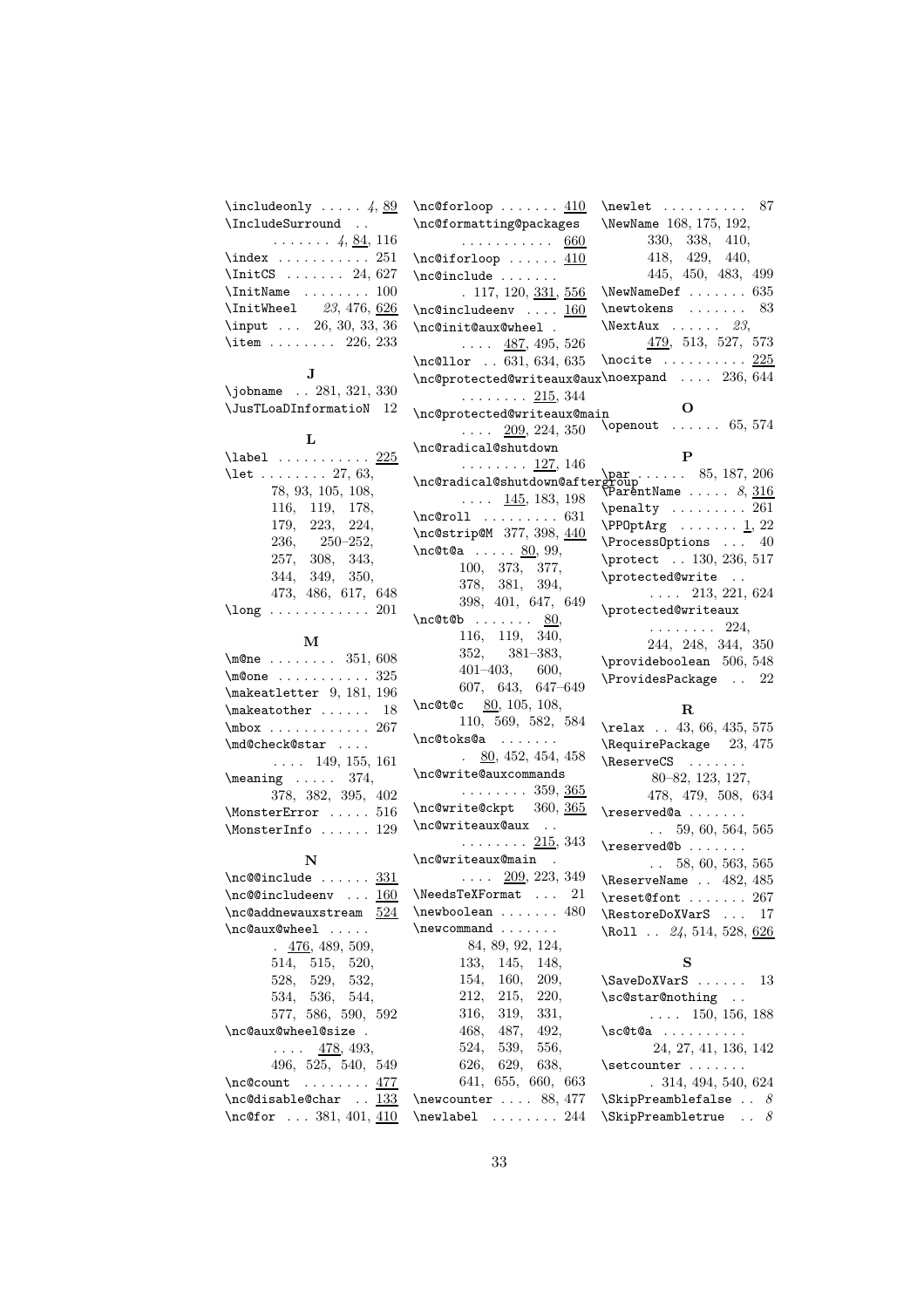\includeonly . . . . . *4*, 89
\IncludeSurround . . . . . . . . . *4*, 84, 116
\index . . . . . . . . . . . 251
\InitCS . . . . . . . 24, 627
\InitName . . . . . . . . 100
\InitWheel *23*, 476, 626
\input . . . 26, 30, 33, 36
\item . . . . . . . . 226, 233

**J**

\jobname . . 281, 321, 330
\JusTLoaDInformatioN 12

**L**

\label . . . . . . . . . . . 225
\let . . . . . . . . 27, 63, 78, 93, 105, 108, 116, 119, 178, 179, 223, 224, 236, 250–252, 257, 308, 343, 344, 349, 350, 473, 486, 617, 648
\long . . . . . . . . . . . . 201

**M**

\m@ne . . . . . . . . 351, 608
\m@one . . . . . . . . . . . 325
\makeatletter 9, 181, 196
\makeatother . . . . . . 18
\mbox . . . . . . . . . . . . 267
\md@check@star . . . . . . . . 149, 155, 161
\meaning . . . . . 374, 378, 382, 395, 402
\MonsterError . . . . . 516
\MonsterInfo . . . . . . 129

**N**

\nc@@include . . . . . . 331
\nc@@includeenv . . . 160
\nc@addnewauxstream 524
\nc@aux@wheel . . . . . . 476, 489, 509, 514, 515, 520, 528, 529, 532, 534, 536, 544, 577, 586, 590, 592
\nc@aux@wheel@size . . . . . 478, 493, 496, 525, 540, 549
\nc@count . . . . . . . . 477
\nc@disable@char . . 133
\nc@for . . . 381, 401, 410
\nc@forloop . . . . . . . 410
\nc@formatting@packages . . . . . . . . . . . 660
\nc@iforloop . . . . . . 410
\nc@include . . . . . . . . 117, 120, 331, 556
\nc@includeenv . . . . 160
\nc@init@aux@wheel . . . . . 487, 495, 526
\nc@llor . . 631, 634, 635
\nc@protected@writeaux@aux . . . . . . . . 215, 344
\nc@protected@writeaux@main . . . . 209, 224, 350
\nc@radical@shutdown . . . . . . . . 127, 146
\nc@radical@shutdown@aftergroup . . . . 145, 183, 198
\nc@roll . . . . . . . . . 631
\nc@strip@M 377, 398, 440
\nc@t@a . . . . . 80, 99, 100, 373, 377, 378, 381, 394, 398, 401, 647, 649
\nc@t@b . . . . . . . 80, 116, 119, 340, 352, 381–383, 401–403, 600, 607, 643, 647–649
\nc@t@c 80, 105, 108, 110, 569, 582, 584
\nc@toks@a . . . . . . . . 80, 452, 454, 458
\nc@write@auxcommands . . . . . . . . 359, 365
\nc@write@ckpt 360, 365
\nc@writeaux@aux . . . . . . . . . . 215, 343
\nc@writeaux@main . . . . . 209, 223, 349
\NeedsTeXFormat . . . 21
\newboolean . . . . . . . 480
\newcommand . . . . . . . 84, 89, 92, 124, 133, 145, 148, 154, 160, 209, 212, 215, 220, 316, 319, 331, 468, 487, 492, 524, 539, 556, 626, 629, 638, 641, 655, 660, 663
\newcounter . . . . 88, 477
\newlabel . . . . . . . . 244
\newlet . . . . . . . . . . 87
\NewName 168, 175, 192, 330, 338, 410, 418, 429, 440, 445, 450, 483, 499
\NewNameDef . . . . . . . 635
\newtokens . . . . . . . 83
\NextAux . . . . . . *23*, 479, 513, 527, 573
\nocite . . . . . . . . . . 225
\noexpand . . . . 236, 644

**O**

\openout . . . . . . 65, 574

**P**

\par . . . . . . 85, 187, 206
\ParentName . . . . . *8*, 316
\penalty . . . . . . . . . 261
\PPOptArg . . . . . . . 1, 22
\ProcessOptions . . . 40
\protect . . 130, 236, 517
\protected@write . . . . . . 213, 221, 624
\protected@writeaux . . . . . . . . 224, 244, 248, 344, 350
\provideboolean 506, 548
\ProvidesPackage . . 22

**R**

\relax . . 43, 66, 435, 575
\RequirePackage 23, 475
\ReserveCS . . . . . . . 80–82, 123, 127, 478, 479, 508, 634
\reserved@a . . . . . . . . . 59, 60, 564, 565
\reserved@b . . . . . . . . . 58, 60, 563, 565
\ReserveName . . 482, 485
\reset@font . . . . . . . 267
\RestoreDoXVarS . . . 17
\Roll . . *24*, 514, 528, 626

**S**

\SaveDoXVarS . . . . . . 13
\sc@star@nothing . . . . . . 150, 156, 188
\sc@t@a . . . . . . . . . . 24, 27, 41, 136, 142
\setcounter . . . . . . . . 314, 494, 540, 624
\SkipPreamblefalse . . *8*
\SkipPreambletrue . . *8*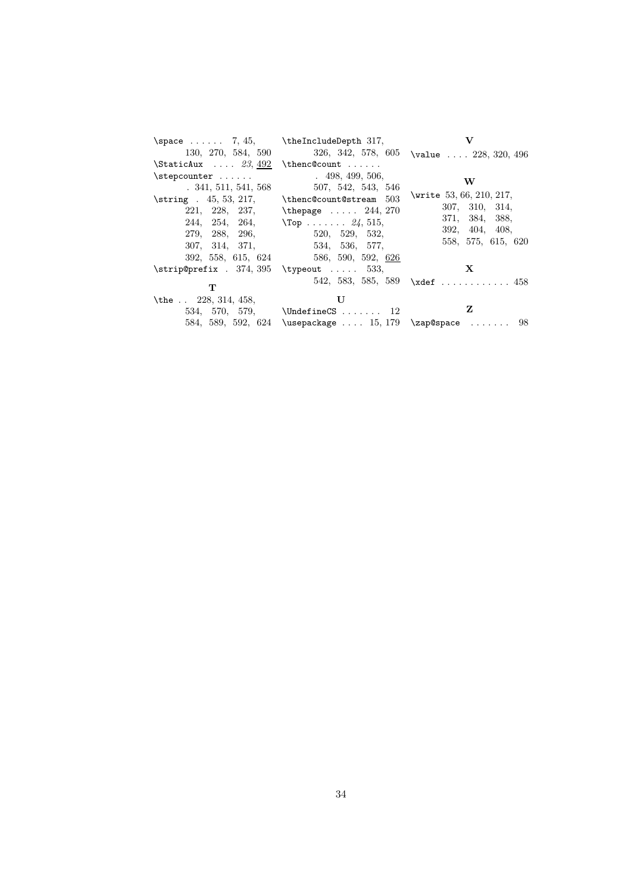\space . . . . . . 7, 45, 130, 270, 584, 590

\StaticAux . . . . *23*, <u>492</u>

\stepcounter . . . . . . 341, 511, 541, 568

\string . 45, 53, 217, 221, 228, 237, 244, 254, 264, 279, 288, 296, 307, 314, 371, 392, 558, 615, 624

\strip@prefix . 374, 395

**T**

\the . . 228, 314, 458, 534, 570, 579, 584, 589, 592, 624

\theIncludeDepth 317, 326, 342, 578, 605

\thenc@count . . . . . . 498, 499, 506, 507, 542, 543, 546

\thenc@count@stream 503

\thepage . . . . . 244, 270

\Top . . . . . . . *24*, 515, 520, 529, 532, 534, 536, 577, 586, 590, 592, <u>626</u>

\typeout . . . . . 533, 542, 583, 585, 589

**U**

\UndefineCS . . . . . . . 12

\usepackage . . . . 15, 179

**V**

\value . . . . 228, 320, 496

**W**

\write 53, 66, 210, 217, 307, 310, 314, 371, 384, 388, 392, 404, 408, 558, 575, 615, 620

**X**

\xdef . . . . . . . . . . . . 458

**Z**

\zap@space . . . . . . . 98